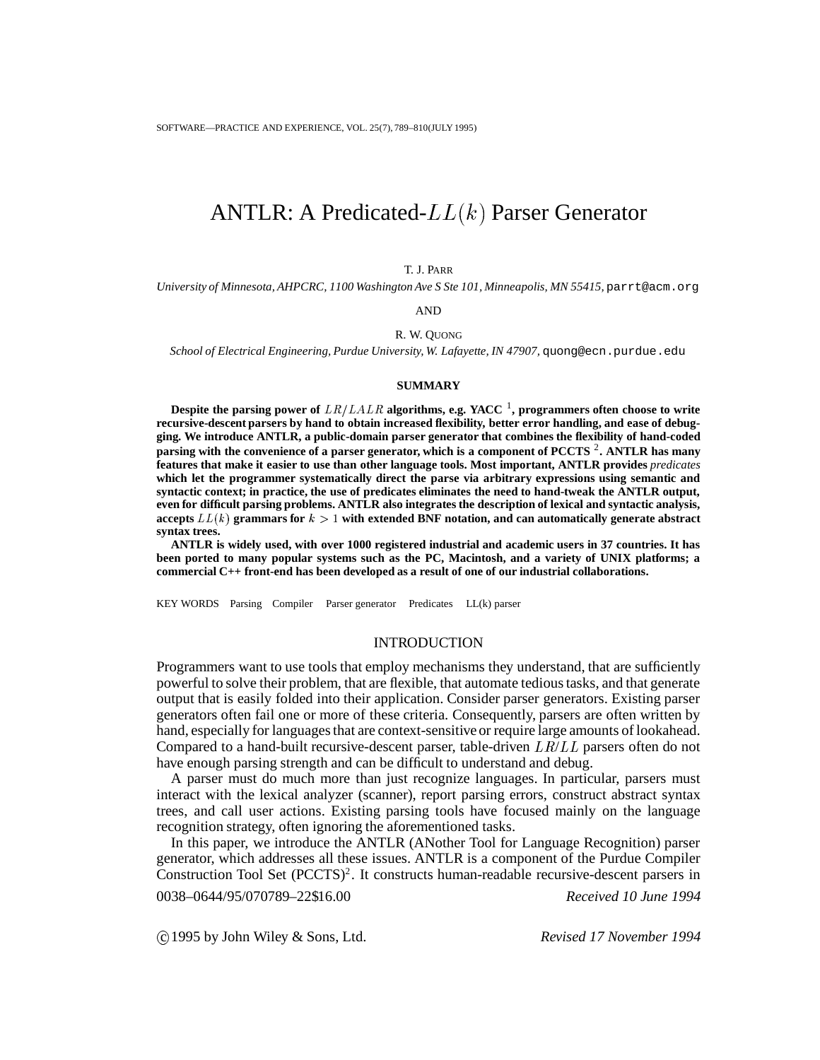# ANTLR: A Predicated-$LL(k)$ Parser Generator

T. J. PARR

*University of Minnesota, AHPCRC, 1100 Washington Ave S Ste 101, Minneapolis, MN 55415,* parrt@acm.org

AND

R. W. QUONG

*School of Electrical Engineering, Purdue University, W. Lafayette, IN 47907,* quong@ecn.purdue.edu

## SUMMARY

**Despite the parsing power of $LR/LALR$ algorithms, e.g. YACC [1], programmers often choose to write recursive-descent parsers by hand to obtain increased flexibility, better error handling, and ease of debugging. We introduce ANTLR, a public-domain parser generator that combines the flexibility of hand-coded parsing with the convenience of a parser generator, which is a component of PCCTS [2]. ANTLR has many features that make it easier to use than other language tools. Most important, ANTLR provides *predicates* which let the programmer systematically direct the parse via arbitrary expressions using semantic and syntactic context; in practice, the use of predicates eliminates the need to hand-tweak the ANTLR output, even for difficult parsing problems. ANTLR also integrates the description of lexical and syntactic analysis, accepts $LL(k)$ grammars for $k > 1$ with extended BNF notation, and can automatically generate abstract syntax trees.**

**ANTLR is widely used, with over 1000 registered industrial and academic users in 37 countries. It has been ported to many popular systems such as the PC, Macintosh, and a variety of UNIX platforms; a commercial C++ front-end has been developed as a result of one of our industrial collaborations.**

KEY WORDS Parsing Compiler Parser generator Predicates LL(k) parser

## INTRODUCTION

Programmers want to use tools that employ mechanisms they understand, that are sufficiently powerful to solve their problem, that are flexible, that automate tedious tasks, and that generate output that is easily folded into their application. Consider parser generators. Existing parser generators often fail one or more of these criteria. Consequently, parsers are often written by hand, especially for languages that are context-sensitive or require large amounts of lookahead. Compared to a hand-built recursive-descent parser, table-driven $LR/LL$ parsers often do not have enough parsing strength and can be difficult to understand and debug.

A parser must do much more than just recognize languages. In particular, parsers must interact with the lexical analyzer (scanner), report parsing errors, construct abstract syntax trees, and call user actions. Existing parsing tools have focused mainly on the language recognition strategy, often ignoring the aforementioned tasks.

In this paper, we introduce the ANTLR (ANother Tool for Language Recognition) parser generator, which addresses all these issues. ANTLR is a component of the Purdue Compiler Construction Tool Set (PCCTS)[2]. It constructs human-readable recursive-descent parsers in

0038–0644/95/070789–22$16.00 *Received 10 June 1994*

©1995 by John Wiley & Sons, Ltd. *Revised 17 November 1994*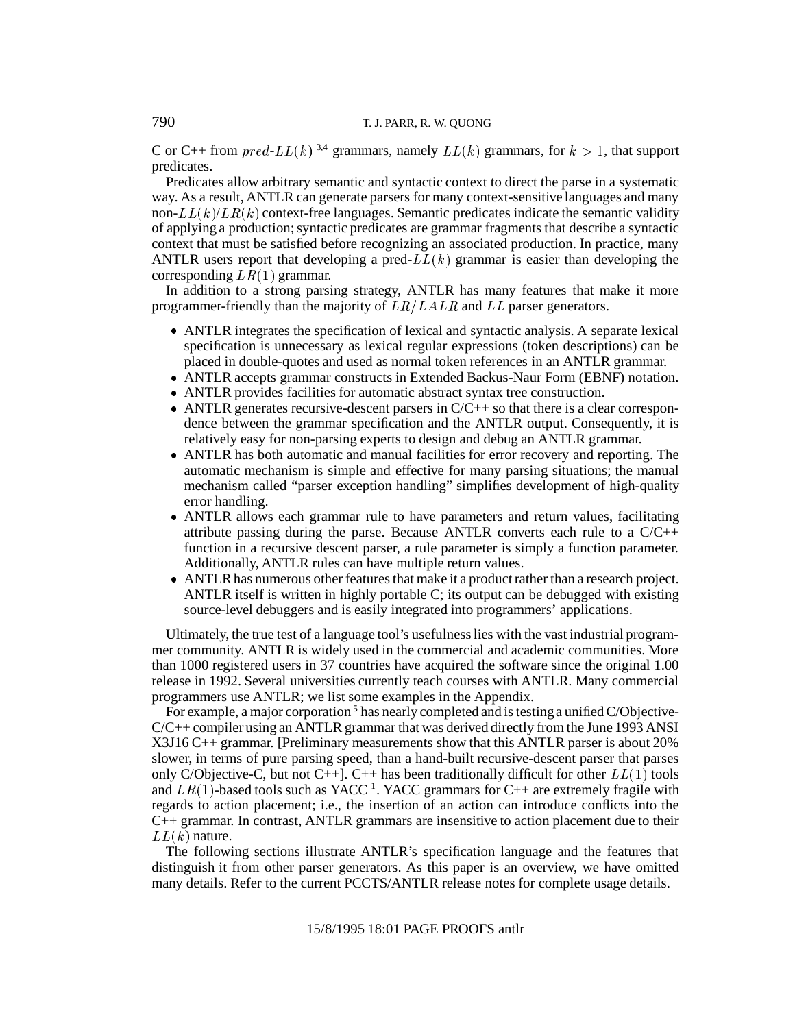C or C++ from $pred\text{-}LL(k)$ [3,4] grammars, namely $LL(k)$ grammars, for $k > 1$, that support predicates.

Predicates allow arbitrary semantic and syntactic context to direct the parse in a systematic way. As a result, ANTLR can generate parsers for many context-sensitive languages and many non-$LL(k)$/$LR(k)$ context-free languages. Semantic predicates indicate the semantic validity of applying a production; syntactic predicates are grammar fragments that describe a syntactic context that must be satisfied before recognizing an associated production. In practice, many ANTLR users report that developing a pred-$LL(k)$ grammar is easier than developing the corresponding $LR(1)$ grammar.

In addition to a strong parsing strategy, ANTLR has many features that make it more programmer-friendly than the majority of $LR/LALR$ and $LL$ parser generators.

- ANTLR integrates the specification of lexical and syntactic analysis. A separate lexical specification is unnecessary as lexical regular expressions (token descriptions) can be placed in double-quotes and used as normal token references in an ANTLR grammar.
- ANTLR accepts grammar constructs in Extended Backus-Naur Form (EBNF) notation.
- ANTLR provides facilities for automatic abstract syntax tree construction.
- ANTLR generates recursive-descent parsers in C/C++ so that there is a clear correspondence between the grammar specification and the ANTLR output. Consequently, it is relatively easy for non-parsing experts to design and debug an ANTLR grammar.
- ANTLR has both automatic and manual facilities for error recovery and reporting. The automatic mechanism is simple and effective for many parsing situations; the manual mechanism called "parser exception handling" simplifies development of high-quality error handling.
- ANTLR allows each grammar rule to have parameters and return values, facilitating attribute passing during the parse. Because ANTLR converts each rule to a C/C++ function in a recursive descent parser, a rule parameter is simply a function parameter. Additionally, ANTLR rules can have multiple return values.
- ANTLR has numerous other features that make it a product rather than a research project. ANTLR itself is written in highly portable C; its output can be debugged with existing source-level debuggers and is easily integrated into programmers' applications.

Ultimately, the true test of a language tool's usefulness lies with the vast industrial programmer community. ANTLR is widely used in the commercial and academic communities. More than 1000 registered users in 37 countries have acquired the software since the original 1.00 release in 1992. Several universities currently teach courses with ANTLR. Many commercial programmers use ANTLR; we list some examples in the Appendix.

For example, a major corporation [5] has nearly completed and is testing a unified C/Objective-C/C++ compiler using an ANTLR grammar that was derived directly from the June 1993 ANSI X3J16 C++ grammar. [Preliminary measurements show that this ANTLR parser is about 20% slower, in terms of pure parsing speed, than a hand-built recursive-descent parser that parses only C/Objective-C, but not C++]. C++ has been traditionally difficult for other $LL(1)$ tools and $LR(1)$-based tools such as YACC [1]. YACC grammars for C++ are extremely fragile with regards to action placement; i.e., the insertion of an action can introduce conflicts into the C++ grammar. In contrast, ANTLR grammars are insensitive to action placement due to their $LL(k)$ nature.

The following sections illustrate ANTLR's specification language and the features that distinguish it from other parser generators. As this paper is an overview, we have omitted many details. Refer to the current PCCTS/ANTLR release notes for complete usage details.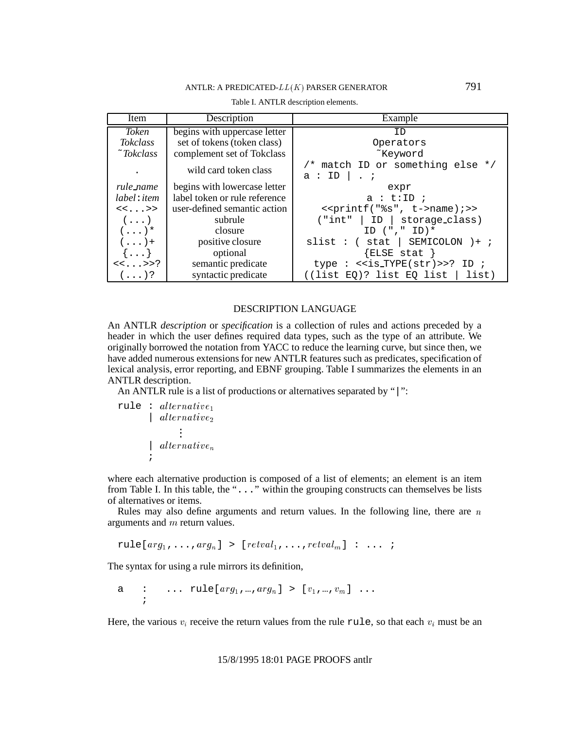Table I. ANTLR description elements.

| Item | Description | Example |
|---|---|---|
| *Token* | begins with uppercase letter | `ID` |
| *Tokclass* | set of tokens (token class) | `Operators` |
| ~*Tokclass* | complement set of Tokclass | `~Keyword` |
| `.` | wild card token class | `/* match ID or something else */ a : ID \| . ;` |
| *rule_name* | begins with lowercase letter | `expr` |
| *label*`:`*item* | label token or rule reference | `a : t:ID ;` |
| `<<...>>` | user-defined semantic action | `<<printf("%s", t->name);>>` |
| `(...)` | subrule | `("int" \| ID \| storage_class)` |
| `(...)*` | closure | `ID ("," ID)*` |
| `(...)+` | positive closure | `slist : ( stat \| SEMICOLON )+ ;` |
| `{...}` | optional | `{ELSE stat }` |
| `<<...>>?` | semantic predicate | `type : <<is_TYPE(str)>>? ID ;` |
| `(...)?` | syntactic predicate | `((list EQ)? list EQ list \| list)` |

## DESCRIPTION LANGUAGE

An ANTLR *description* or *specification* is a collection of rules and actions preceded by a header in which the user defines required data types, such as the type of an attribute. We originally borrowed the notation from YACC to reduce the learning curve, but since then, we have added numerous extensions for new ANTLR features such as predicates, specification of lexical analysis, error reporting, and EBNF grouping. Table I summarizes the elements in an ANTLR description.

An ANTLR rule is a list of productions or alternatives separated by "`|`":

```
rule : alternative_1
     | alternative_2
          ⋮
     | alternative_n
     ;
```

where each alternative production is composed of a list of elements; an element is an item from Table I. In this table, the "`...`" within the grouping constructs can themselves be lists of alternatives or items.

Rules may also define arguments and return values. In the following line, there are $n$ arguments and $m$ return values.

```
rule[arg_1,...,arg_n] > [retval_1,...,retval_m] : ... ;
```

The syntax for using a rule mirrors its definition,

```
a   :   ... rule[arg_1,…,arg_n] > [v_1,…,v_m] ...
    ;
```

Here, the various $v_i$ receive the return values from the rule `rule`, so that each $v_i$ must be an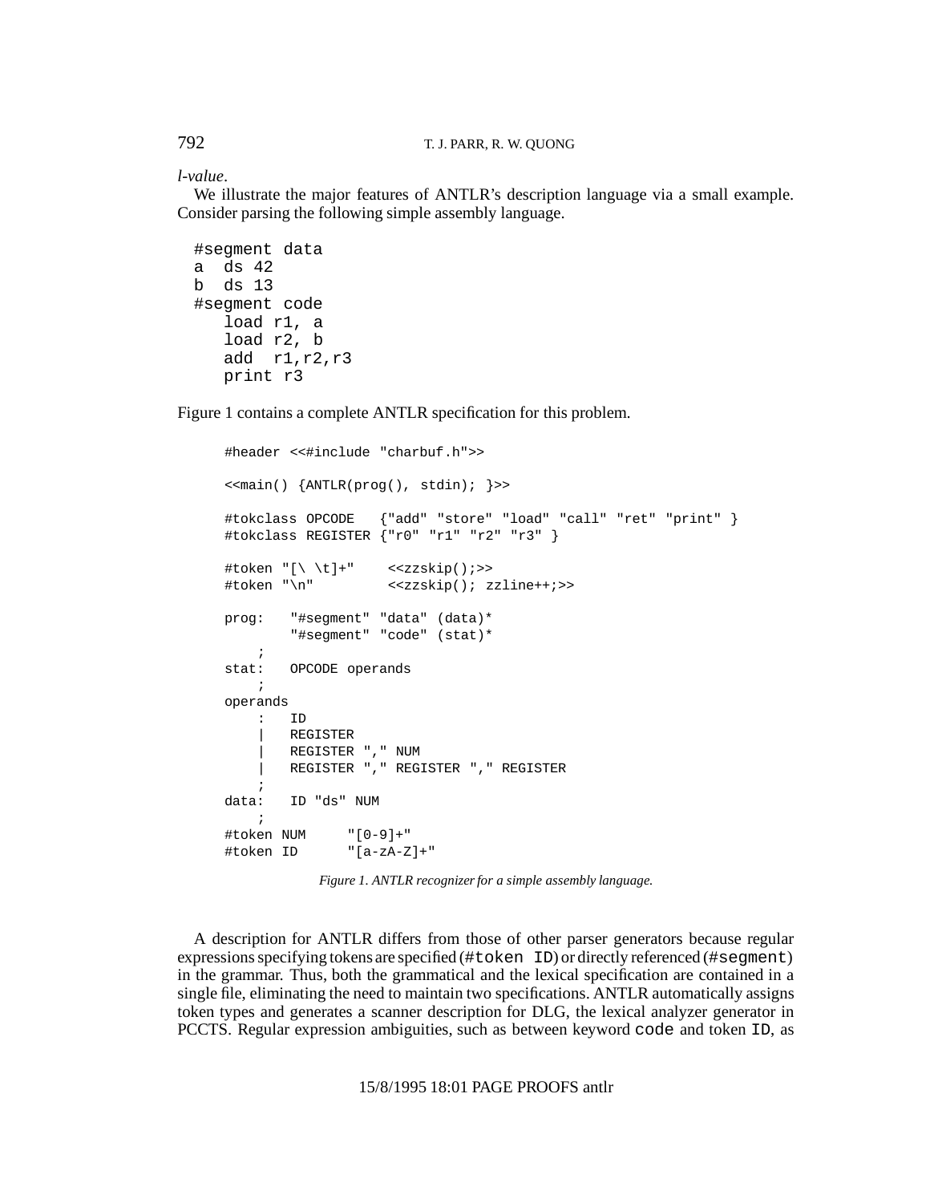*l-value*.

We illustrate the major features of ANTLR's description language via a small example. Consider parsing the following simple assembly language.

```
#segment data
a  ds 42
b  ds 13
#segment code
   load r1, a
   load r2, b
   add  r1,r2,r3
   print r3
```

Figure 1 contains a complete ANTLR specification for this problem.

```
#header <<#include "charbuf.h">>

<<main() {ANTLR(prog(), stdin); }>>

#tokclass OPCODE   {"add" "store" "load" "call" "ret" "print" }
#tokclass REGISTER {"r0" "r1" "r2" "r3" }

#token "[\ \t]+"     <<zzskip();>>
#token "\n"          <<zzskip(); zzline++;>>

prog:   "#segment" "data" (data)*
        "#segment" "code" (stat)*
    ;
stat:   OPCODE operands
    ;
operands
    :   ID
    |   REGISTER
    |   REGISTER "," NUM
    |   REGISTER "," REGISTER "," REGISTER
    ;
data:   ID "ds" NUM
    ;
#token NUM     "[0-9]+"
#token ID      "[a-zA-Z]+"
```

*Figure 1. ANTLR recognizer for a simple assembly language.*

A description for ANTLR differs from those of other parser generators because regular expressions specifying tokens are specified (`#token ID`) or directly referenced (`#segment`) in the grammar. Thus, both the grammatical and the lexical specification are contained in a single file, eliminating the need to maintain two specifications. ANTLR automatically assigns token types and generates a scanner description for DLG, the lexical analyzer generator in PCCTS. Regular expression ambiguities, such as between keyword `code` and token `ID`, as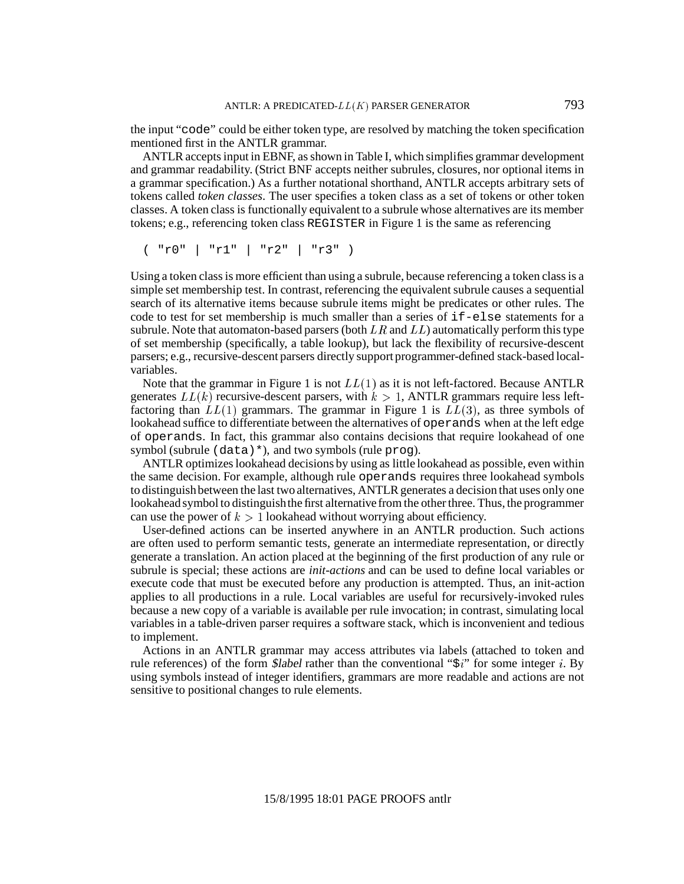the input "`code`" could be either token type, are resolved by matching the token specification mentioned first in the ANTLR grammar.

ANTLR accepts input in EBNF, as shown in Table I, which simplifies grammar development and grammar readability. (Strict BNF accepts neither subrules, closures, nor optional items in a grammar specification.) As a further notational shorthand, ANTLR accepts arbitrary sets of tokens called *token classes*. The user specifies a token class as a set of tokens or other token classes. A token class is functionally equivalent to a subrule whose alternatives are its member tokens; e.g., referencing token class `REGISTER` in Figure 1 is the same as referencing

```
( "r0" | "r1" | "r2" | "r3" )
```

Using a token class is more efficient than using a subrule, because referencing a token class is a simple set membership test. In contrast, referencing the equivalent subrule causes a sequential search of its alternative items because subrule items might be predicates or other rules. The code to test for set membership is much smaller than a series of `if-else` statements for a subrule. Note that automaton-based parsers (both $LR$ and $LL$) automatically perform this type of set membership (specifically, a table lookup), but lack the flexibility of recursive-descent parsers; e.g., recursive-descent parsers directly support programmer-defined stack-based local-variables.

Note that the grammar in Figure 1 is not $LL(1)$ as it is not left-factored. Because ANTLR generates $LL(k)$ recursive-descent parsers, with $k > 1$, ANTLR grammars require less left-factoring than $LL(1)$ grammars. The grammar in Figure 1 is $LL(3)$, as three symbols of lookahead suffice to differentiate between the alternatives of `operands` when at the left edge of `operands`. In fact, this grammar also contains decisions that require lookahead of one symbol (subrule `(data)*`), and two symbols (rule `prog`).

ANTLR optimizes lookahead decisions by using as little lookahead as possible, even within the same decision. For example, although rule `operands` requires three lookahead symbols to distinguish between the last two alternatives, ANTLR generates a decision that uses only one lookahead symbol to distinguish the first alternative from the other three. Thus, the programmer can use the power of $k > 1$ lookahead without worrying about efficiency.

User-defined actions can be inserted anywhere in an ANTLR production. Such actions are often used to perform semantic tests, generate an intermediate representation, or directly generate a translation. An action placed at the beginning of the first production of any rule or subrule is special; these actions are *init-actions* and can be used to define local variables or execute code that must be executed before any production is attempted. Thus, an init-action applies to all productions in a rule. Local variables are useful for recursively-invoked rules because a new copy of a variable is available per rule invocation; in contrast, simulating local variables in a table-driven parser requires a software stack, which is inconvenient and tedious to implement.

Actions in an ANTLR grammar may access attributes via labels (attached to token and rule references) of the form *$label* rather than the conventional "$\$i$" for some integer $i$. By using symbols instead of integer identifiers, grammars are more readable and actions are not sensitive to positional changes to rule elements.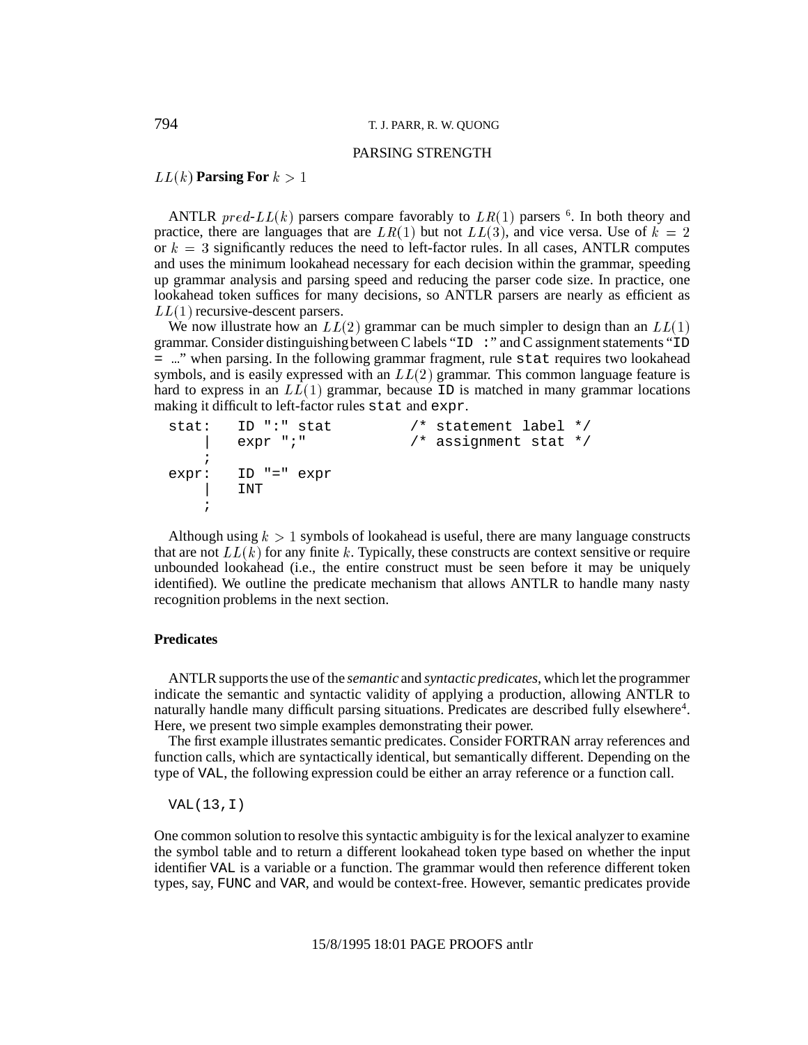## PARSING STRENGTH

### $LL(k)$ Parsing For $k > 1$

ANTLR $pred$-$LL(k)$ parsers compare favorably to $LR(1)$ parsers [6]. In both theory and practice, there are languages that are $LR(1)$ but not $LL(3)$, and vice versa. Use of $k = 2$ or $k = 3$ significantly reduces the need to left-factor rules. In all cases, ANTLR computes and uses the minimum lookahead necessary for each decision within the grammar, speeding up grammar analysis and parsing speed and reducing the parser code size. In practice, one lookahead token suffices for many decisions, so ANTLR parsers are nearly as efficient as $LL(1)$ recursive-descent parsers.

We now illustrate how an $LL(2)$ grammar can be much simpler to design than an $LL(1)$ grammar. Consider distinguishing between C labels "`ID :`" and C assignment statements "`ID = ...`" when parsing. In the following grammar fragment, rule `stat` requires two lookahead symbols, and is easily expressed with an $LL(2)$ grammar. This common language feature is hard to express in an $LL(1)$ grammar, because `ID` is matched in many grammar locations making it difficult to left-factor rules `stat` and `expr`.

```
stat:   ID ":" stat         /* statement label */
    |   expr ";"            /* assignment stat */
    ;
expr:   ID "=" expr
    |   INT
    ;
```

Although using $k > 1$ symbols of lookahead is useful, there are many language constructs that are not $LL(k)$ for any finite $k$. Typically, these constructs are context sensitive or require unbounded lookahead (i.e., the entire construct must be seen before it may be uniquely identified). We outline the predicate mechanism that allows ANTLR to handle many nasty recognition problems in the next section.

### Predicates

ANTLR supports the use of the *semantic* and *syntactic predicates*, which let the programmer indicate the semantic and syntactic validity of applying a production, allowing ANTLR to naturally handle many difficult parsing situations. Predicates are described fully elsewhere[4]. Here, we present two simple examples demonstrating their power.

The first example illustrates semantic predicates. Consider FORTRAN array references and function calls, which are syntactically identical, but semantically different. Depending on the type of `VAL`, the following expression could be either an array reference or a function call.

```
VAL(13,I)
```

One common solution to resolve this syntactic ambiguity is for the lexical analyzer to examine the symbol table and to return a different lookahead token type based on whether the input identifier `VAL` is a variable or a function. The grammar would then reference different token types, say, `FUNC` and `VAR`, and would be context-free. However, semantic predicates provide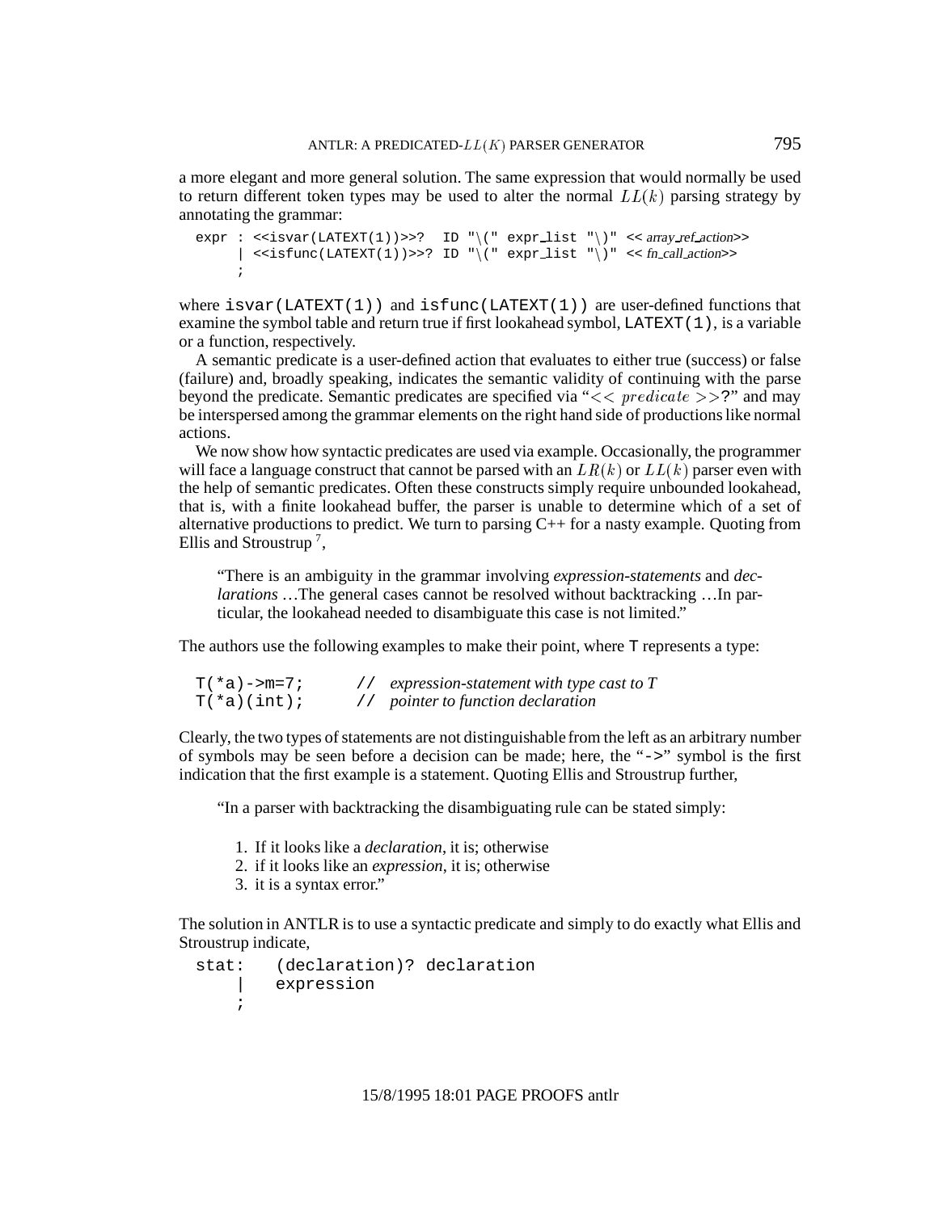a more elegant and more general solution. The same expression that would normally be used to return different token types may be used to alter the normal $LL(k)$ parsing strategy by annotating the grammar:

```
expr : <<isvar(LATEXT(1))>>?  ID "\(" expr_list "\)" << array_ref_action>>
     | <<isfunc(LATEXT(1))>>? ID "\(" expr_list "\)" << fn_call_action>>
     ;
```

where `isvar(LATEXT(1))` and `isfunc(LATEXT(1))` are user-defined functions that examine the symbol table and return true if first lookahead symbol, `LATEXT(1)`, is a variable or a function, respectively.

A semantic predicate is a user-defined action that evaluates to either true (success) or false (failure) and, broadly speaking, indicates the semantic validity of continuing with the parse beyond the predicate. Semantic predicates are specified via "$<<\ predicate\ >>$?" and may be interspersed among the grammar elements on the right hand side of productions like normal actions.

We now show how syntactic predicates are used via example. Occasionally, the programmer will face a language construct that cannot be parsed with an $LR(k)$ or $LL(k)$ parser even with the help of semantic predicates. Often these constructs simply require unbounded lookahead, that is, with a finite lookahead buffer, the parser is unable to determine which of a set of alternative productions to predict. We turn to parsing C++ for a nasty example. Quoting from Ellis and Stroustrup [7],

> "There is an ambiguity in the grammar involving *expression-statements* and *declarations* …The general cases cannot be resolved without backtracking …In particular, the lookahead needed to disambiguate this case is not limited."

The authors use the following examples to make their point, where `T` represents a type:

```
T(*a)->m=7;        // expression-statement with type cast to T
T(*a)(int);        // pointer to function declaration
```

Clearly, the two types of statements are not distinguishable from the left as an arbitrary number of symbols may be seen before a decision can be made; here, the "`->`" symbol is the first indication that the first example is a statement. Quoting Ellis and Stroustrup further,

> "In a parser with backtracking the disambiguating rule can be stated simply:
>
> 1. If it looks like a *declaration*, it is; otherwise
> 2. if it looks like an *expression*, it is; otherwise
> 3. it is a syntax error."

The solution in ANTLR is to use a syntactic predicate and simply to do exactly what Ellis and Stroustrup indicate,

```
stat:   (declaration)? declaration
    |   expression
    ;
```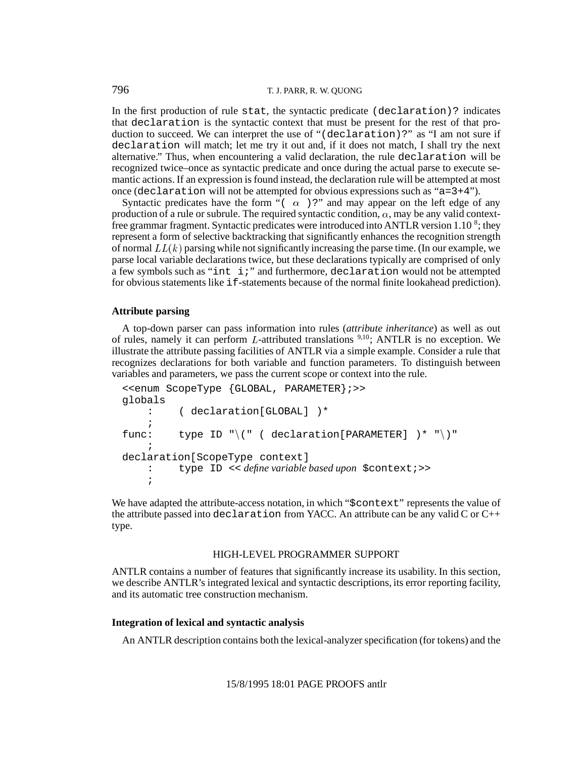In the first production of rule `stat`, the syntactic predicate `(declaration)?` indicates that `declaration` is the syntactic context that must be present for the rest of that production to succeed. We can interpret the use of "`(declaration)?`" as "I am not sure if `declaration` will match; let me try it out and, if it does not match, I shall try the next alternative." Thus, when encountering a valid declaration, the rule `declaration` will be recognized twice–once as syntactic predicate and once during the actual parse to execute semantic actions. If an expression is found instead, the declaration rule will be attempted at most once (`declaration` will not be attempted for obvious expressions such as "`a=3+4`").

Syntactic predicates have the form "`(` $\alpha$ `)?`" and may appear on the left edge of any production of a rule or subrule. The required syntactic condition, $\alpha$, may be any valid context-free grammar fragment. Syntactic predicates were introduced into ANTLR version 1.10 [8]; they represent a form of selective backtracking that significantly enhances the recognition strength of normal $LL(k)$ parsing while not significantly increasing the parse time. (In our example, we parse local variable declarations twice, but these declarations typically are comprised of only a few symbols such as "`int i;`" and furthermore, `declaration` would not be attempted for obvious statements like `if`-statements because of the normal finite lookahead prediction).

### Attribute parsing

A top-down parser can pass information into rules (*attribute inheritance*) as well as out of rules, namely it can perform $L$-attributed translations [9,10]; ANTLR is no exception. We illustrate the attribute passing facilities of ANTLR via a simple example. Consider a rule that recognizes declarations for both variable and function parameters. To distinguish between variables and parameters, we pass the current scope or context into the rule.

```
<<enum ScopeType {GLOBAL, PARAMETER};>>
globals
    :    ( declaration[GLOBAL] )*
    ;
func:    type ID "\(" ( declaration[PARAMETER] )* "\)"
    ;
declaration[ScopeType context]
    :    type ID << define variable based upon $context;>>
    ;
```

We have adapted the attribute-access notation, in which "`$context`" represents the value of the attribute passed into `declaration` from YACC. An attribute can be any valid C or C++ type.

## HIGH-LEVEL PROGRAMMER SUPPORT

ANTLR contains a number of features that significantly increase its usability. In this section, we describe ANTLR's integrated lexical and syntactic descriptions, its error reporting facility, and its automatic tree construction mechanism.

### Integration of lexical and syntactic analysis

An ANTLR description contains both the lexical-analyzer specification (for tokens) and the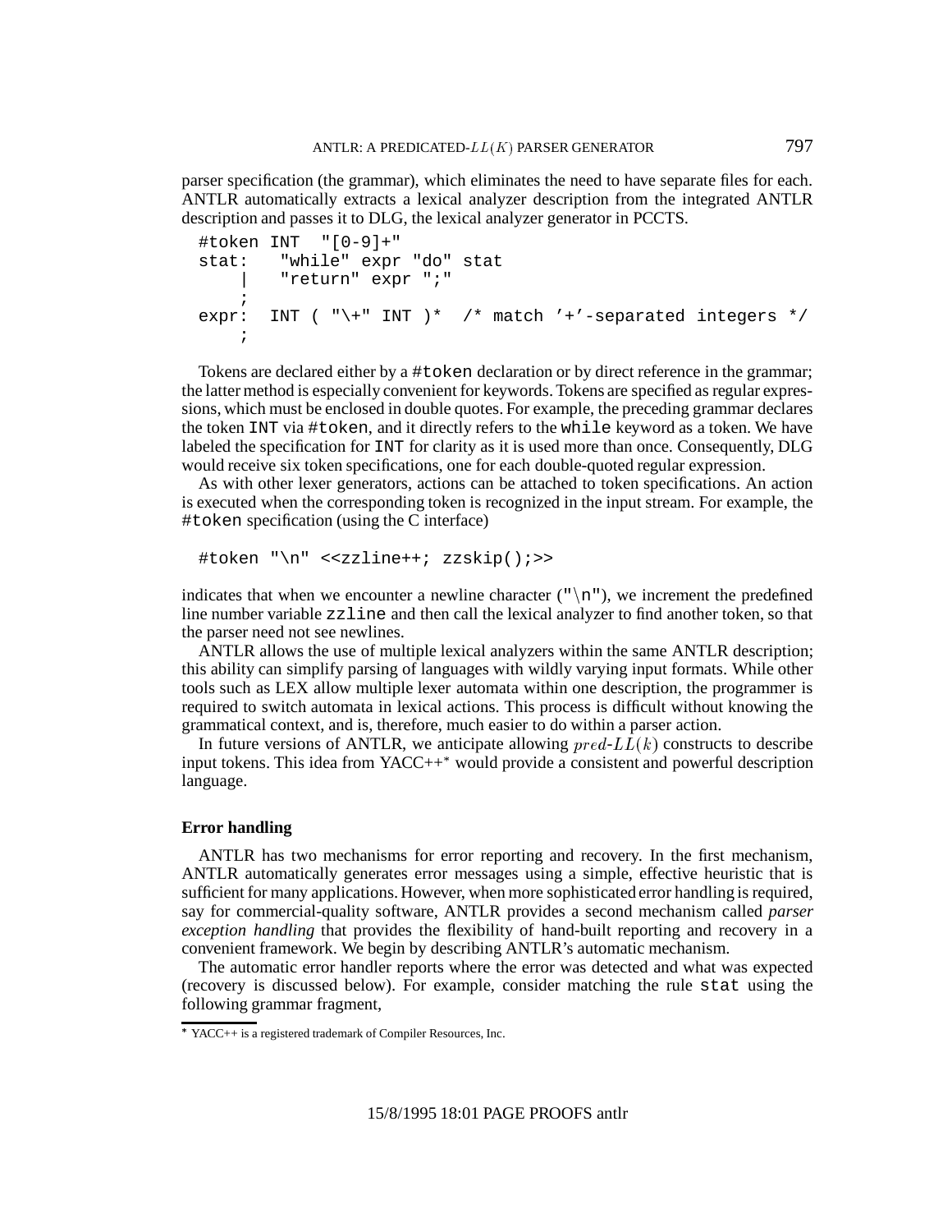parser specification (the grammar), which eliminates the need to have separate files for each. ANTLR automatically extracts a lexical analyzer description from the integrated ANTLR description and passes it to DLG, the lexical analyzer generator in PCCTS.

```
#token INT  "[0-9]+"
stat:   "while" expr "do" stat
    |   "return" expr ";"
    ;
expr:  INT ( "\+" INT )*  /* match '+'-separated integers */
    ;
```

Tokens are declared either by a `#token` declaration or by direct reference in the grammar; the latter method is especially convenient for keywords. Tokens are specified as regular expressions, which must be enclosed in double quotes. For example, the preceding grammar declares the token `INT` via `#token`, and it directly refers to the `while` keyword as a token. We have labeled the specification for `INT` for clarity as it is used more than once. Consequently, DLG would receive six token specifications, one for each double-quoted regular expression.

As with other lexer generators, actions can be attached to token specifications. An action is executed when the corresponding token is recognized in the input stream. For example, the `#token` specification (using the C interface)

```
#token "\n" <<zzline++; zzskip();>>
```

indicates that when we encounter a newline character (`"\n"`), we increment the predefined line number variable `zzline` and then call the lexical analyzer to find another token, so that the parser need not see newlines.

ANTLR allows the use of multiple lexical analyzers within the same ANTLR description; this ability can simplify parsing of languages with wildly varying input formats. While other tools such as LEX allow multiple lexer automata within one description, the programmer is required to switch automata in lexical actions. This process is difficult without knowing the grammatical context, and is, therefore, much easier to do within a parser action.

In future versions of ANTLR, we anticipate allowing $pred\text{-}LL(k)$ constructs to describe input tokens. This idea from YACC++* would provide a consistent and powerful description language.

### Error handling

ANTLR has two mechanisms for error reporting and recovery. In the first mechanism, ANTLR automatically generates error messages using a simple, effective heuristic that is sufficient for many applications. However, when more sophisticated error handling is required, say for commercial-quality software, ANTLR provides a second mechanism called *parser exception handling* that provides the flexibility of hand-built reporting and recovery in a convenient framework. We begin by describing ANTLR's automatic mechanism.

The automatic error handler reports where the error was detected and what was expected (recovery is discussed below). For example, consider matching the rule `stat` using the following grammar fragment,

---

* YACC++ is a registered trademark of Compiler Resources, Inc.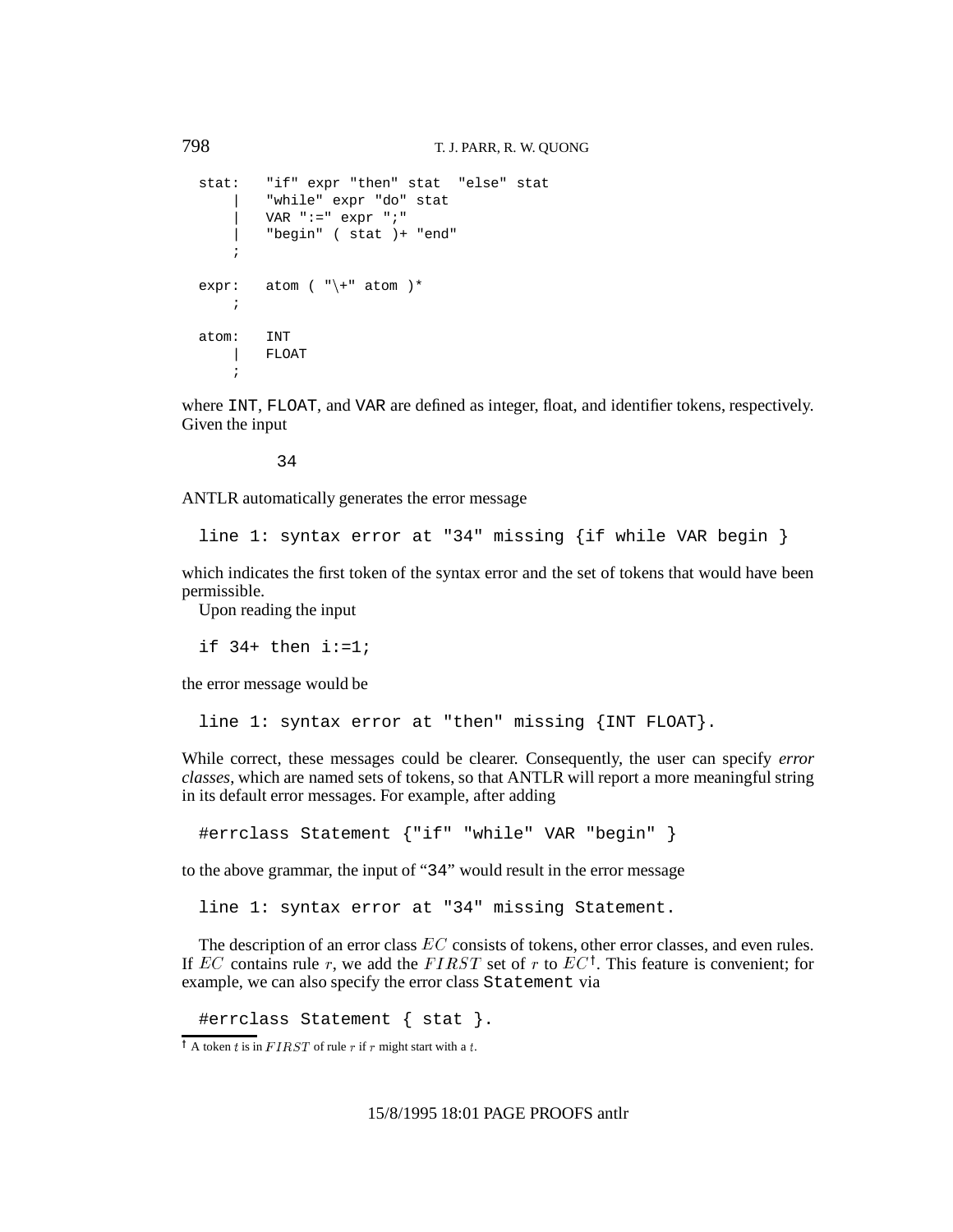```
stat:   "if" expr "then" stat  "else" stat
    |   "while" expr "do" stat
    |   VAR ":=" expr ";"
    |   "begin" ( stat )+ "end"
    ;

expr:   atom ( "\+" atom )*
    ;

atom:   INT
    |   FLOAT
    ;
```

where INT, FLOAT, and VAR are defined as integer, float, and identifier tokens, respectively. Given the input

```
34
```

ANTLR automatically generates the error message

```
line 1: syntax error at "34" missing {if while VAR begin }
```

which indicates the first token of the syntax error and the set of tokens that would have been permissible.

Upon reading the input

```
if 34+ then i:=1;
```

the error message would be

```
line 1: syntax error at "then" missing {INT FLOAT}.
```

While correct, these messages could be clearer. Consequently, the user can specify *error classes*, which are named sets of tokens, so that ANTLR will report a more meaningful string in its default error messages. For example, after adding

```
#errclass Statement {"if" "while" VAR "begin" }
```

to the above grammar, the input of "34" would result in the error message

```
line 1: syntax error at "34" missing Statement.
```

The description of an error class $EC$ consists of tokens, other error classes, and even rules. If $EC$ contains rule $r$, we add the $FIRST$ set of $r$ to $EC$[†]. This feature is convenient; for example, we can also specify the error class Statement via

```
#errclass Statement { stat }.
```

[†] A token $t$ is in $FIRST$ of rule $r$ if $r$ might start with a $t$.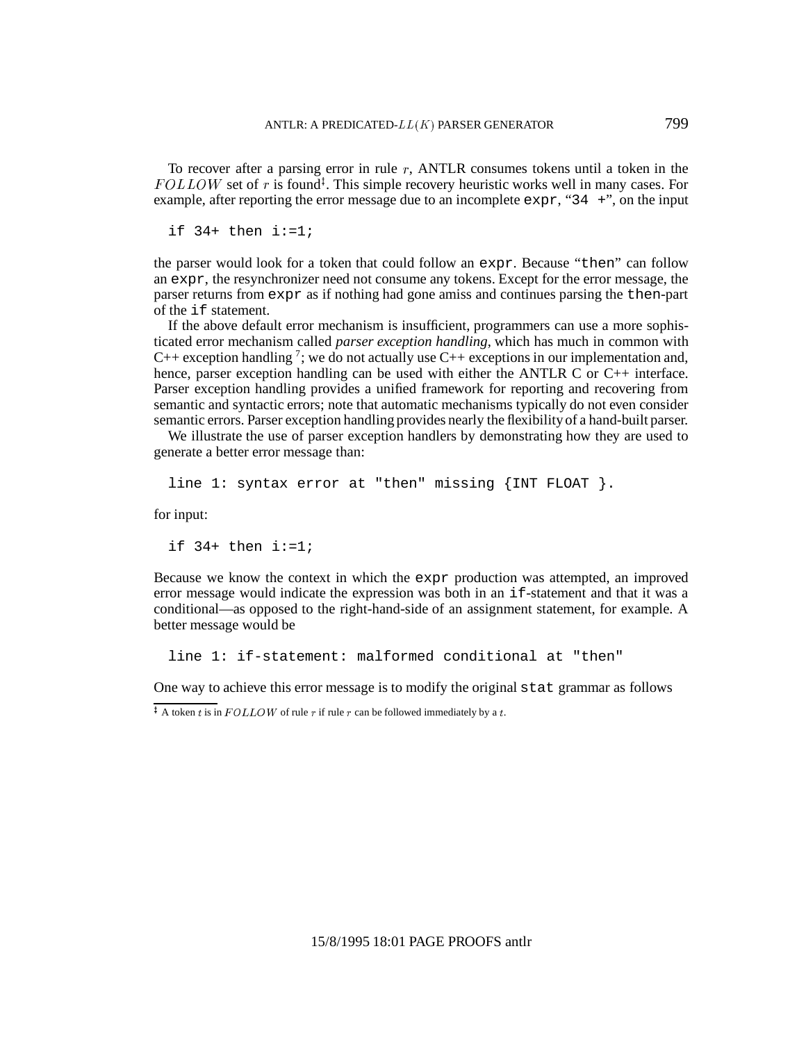To recover after a parsing error in rule $r$, ANTLR consumes tokens until a token in the $FOLLOW$ set of $r$ is found[‡]. This simple recovery heuristic works well in many cases. For example, after reporting the error message due to an incomplete `expr`, "`34 +`", on the input

```
if 34+ then i:=1;
```

the parser would look for a token that could follow an `expr`. Because "`then`" can follow an `expr`, the resynchronizer need not consume any tokens. Except for the error message, the parser returns from `expr` as if nothing had gone amiss and continues parsing the `then`-part of the `if` statement.

If the above default error mechanism is insufficient, programmers can use a more sophisticated error mechanism called *parser exception handling*, which has much in common with C++ exception handling [7]; we do not actually use C++ exceptions in our implementation and, hence, parser exception handling can be used with either the ANTLR C or C++ interface. Parser exception handling provides a unified framework for reporting and recovering from semantic and syntactic errors; note that automatic mechanisms typically do not even consider semantic errors. Parser exception handling provides nearly the flexibility of a hand-built parser.

We illustrate the use of parser exception handlers by demonstrating how they are used to generate a better error message than:

```
line 1: syntax error at "then" missing {INT FLOAT }.
```

for input:

```
if 34+ then i:=1;
```

Because we know the context in which the `expr` production was attempted, an improved error message would indicate the expression was both in an `if`-statement and that it was a conditional—as opposed to the right-hand-side of an assignment statement, for example. A better message would be

```
line 1: if-statement: malformed conditional at "then"
```

One way to achieve this error message is to modify the original `stat` grammar as follows

[‡] A token $t$ is in $FOLLOW$ of rule $r$ if rule $r$ can be followed immediately by a $t$.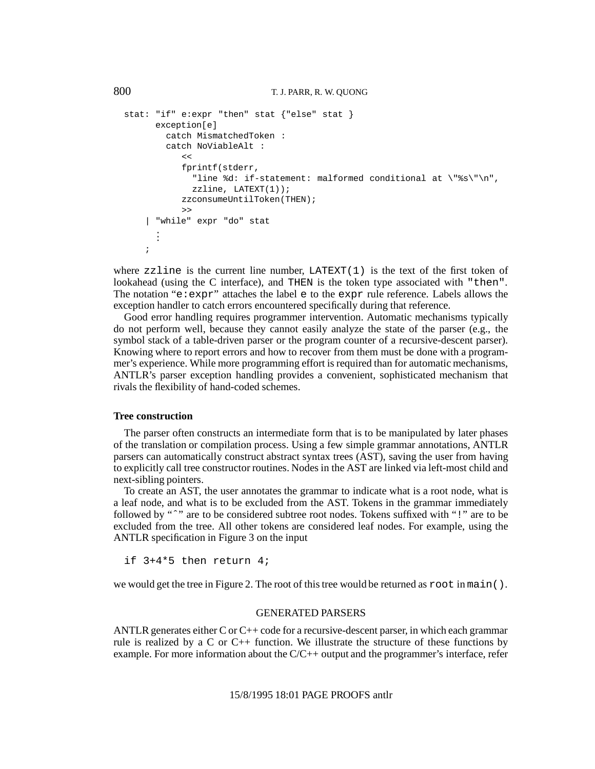```
stat: "if" e:expr "then" stat {"else" stat }
       exception[e]
         catch MismatchedToken :
         catch NoViableAlt :
            <<
            fprintf(stderr,
              "line %d: if-statement: malformed conditional at \"%s\"\n",
              zzline, LATEXT(1));
            zzconsumeUntilToken(THEN);
            >>
     | "while" expr "do" stat
       ⋮
     ;
```

where `zzline` is the current line number, `LATEXT(1)` is the text of the first token of lookahead (using the C interface), and `THEN` is the token type associated with `"then"`. The notation "`e:expr`" attaches the label `e` to the `expr` rule reference. Labels allows the exception handler to catch errors encountered specifically during that reference.

Good error handling requires programmer intervention. Automatic mechanisms typically do not perform well, because they cannot easily analyze the state of the parser (e.g., the symbol stack of a table-driven parser or the program counter of a recursive-descent parser). Knowing where to report errors and how to recover from them must be done with a programmer's experience. While more programming effort is required than for automatic mechanisms, ANTLR's parser exception handling provides a convenient, sophisticated mechanism that rivals the flexibility of hand-coded schemes.

### Tree construction

The parser often constructs an intermediate form that is to be manipulated by later phases of the translation or compilation process. Using a few simple grammar annotations, ANTLR parsers can automatically construct abstract syntax trees (AST), saving the user from having to explicitly call tree constructor routines. Nodes in the AST are linked via left-most child and next-sibling pointers.

To create an AST, the user annotates the grammar to indicate what is a root node, what is a leaf node, and what is to be excluded from the AST. Tokens in the grammar immediately followed by "^" are to be considered subtree root nodes. Tokens suffixed with "`!`" are to be excluded from the tree. All other tokens are considered leaf nodes. For example, using the ANTLR specification in Figure 3 on the input

```
if 3+4*5 then return 4;
```

we would get the tree in Figure 2. The root of this tree would be returned as `root` in `main()`.

## GENERATED PARSERS

ANTLR generates either C or C++ code for a recursive-descent parser, in which each grammar rule is realized by a C or C++ function. We illustrate the structure of these functions by example. For more information about the C/C++ output and the programmer's interface, refer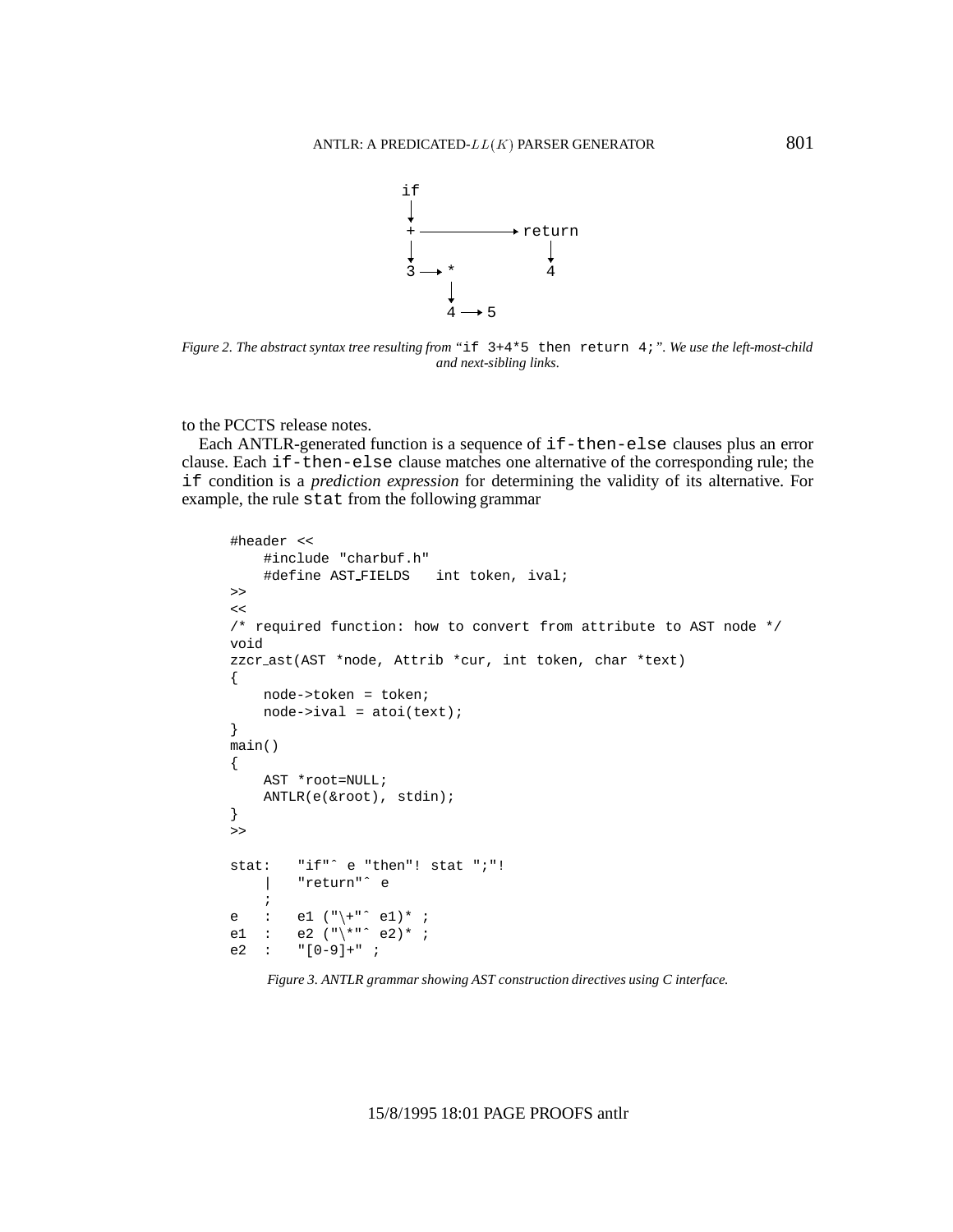```
if
|
v
+ ---------------> return
|                    |
v                    v
3 --> *              4
      |
      v
      4 --> 5
```

*Figure 2. The abstract syntax tree resulting from "*`if 3+4*5 then return 4;`*". We use the left-most-child and next-sibling links.*

to the PCCTS release notes.

Each ANTLR-generated function is a sequence of `if-then-else` clauses plus an error clause. Each `if-then-else` clause matches one alternative of the corresponding rule; the `if` condition is a *prediction expression* for determining the validity of its alternative. For example, the rule `stat` from the following grammar

```
#header <<
    #include "charbuf.h"
    #define AST_FIELDS   int token, ival;
>>
<<
/* required function: how to convert from attribute to AST node */
void
zzcr_ast(AST *node, Attrib *cur, int token, char *text)
{
    node->token = token;
    node->ival = atoi(text);
}
main()
{
    AST *root=NULL;
    ANTLR(e(&root), stdin);
}
>>

stat:   "if"^ e "then"! stat ";"!
    |   "return"^ e
    ;
e   :   e1 ("\+"^ e1)* ;
e1  :   e2 ("\*"^ e2)* ;
e2  :   "[0-9]+" ;
```

*Figure 3. ANTLR grammar showing AST construction directives using C interface.*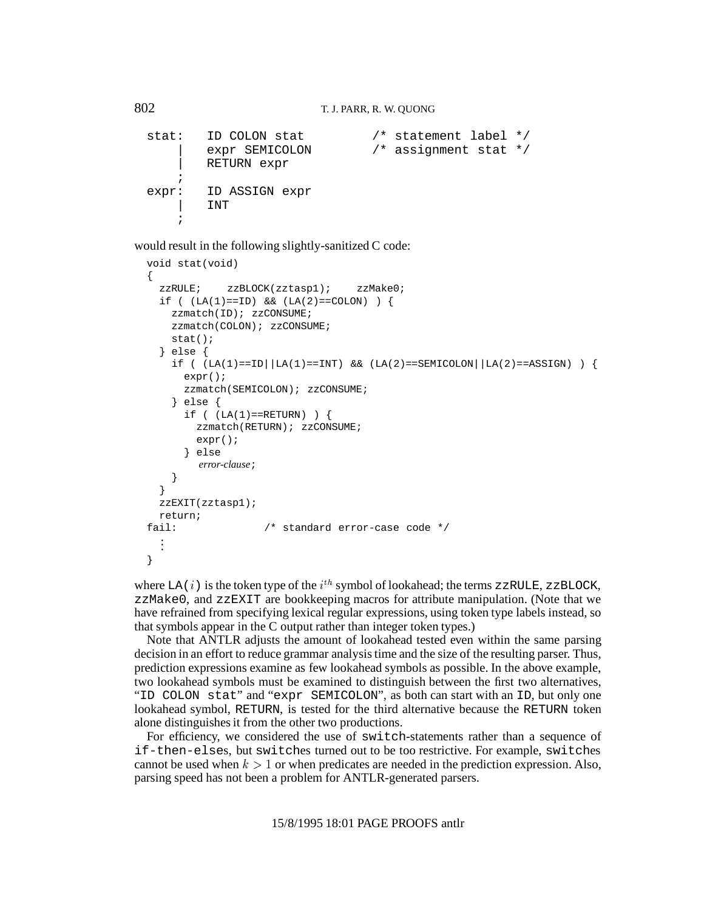```
stat:   ID COLON stat         /* statement label */
    |   expr SEMICOLON        /* assignment stat */
    |   RETURN expr
    ;
expr:   ID ASSIGN expr
    |   INT
    ;
```

would result in the following slightly-sanitized C code:

```
void stat(void)
{
  zzRULE;    zzBLOCK(zztasp1);    zzMake0;
  if ( (LA(1)==ID) && (LA(2)==COLON) ) {
    zzmatch(ID); zzCONSUME;
    zzmatch(COLON); zzCONSUME;
    stat();
  } else {
    if ( (LA(1)==ID||LA(1)==INT) && (LA(2)==SEMICOLON||LA(2)==ASSIGN) ) {
      expr();
      zzmatch(SEMICOLON); zzCONSUME;
    } else {
      if ( (LA(1)==RETURN) ) {
        zzmatch(RETURN); zzCONSUME;
        expr();
      } else
        error-clause;
    }
  }
  zzEXIT(zztasp1);
  return;
fail:             /* standard error-case code */
  ⋮
}
```

where `LA(`$i$`)` is the token type of the $i^{th}$ symbol of lookahead; the terms `zzRULE`, `zzBLOCK`, `zzMake0`, and `zzEXIT` are bookkeeping macros for attribute manipulation. (Note that we have refrained from specifying lexical regular expressions, using token type labels instead, so that symbols appear in the C output rather than integer token types.)

Note that ANTLR adjusts the amount of lookahead tested even within the same parsing decision in an effort to reduce grammar analysis time and the size of the resulting parser. Thus, prediction expressions examine as few lookahead symbols as possible. In the above example, two lookahead symbols must be examined to distinguish between the first two alternatives, "`ID COLON stat`" and "`expr SEMICOLON`", as both can start with an `ID`, but only one lookahead symbol, `RETURN`, is tested for the third alternative because the `RETURN` token alone distinguishes it from the other two productions.

For efficiency, we considered the use of `switch`-statements rather than a sequence of `if-then-else`s, but `switch`es turned out to be too restrictive. For example, `switch`es cannot be used when $k > 1$ or when predicates are needed in the prediction expression. Also, parsing speed has not been a problem for ANTLR-generated parsers.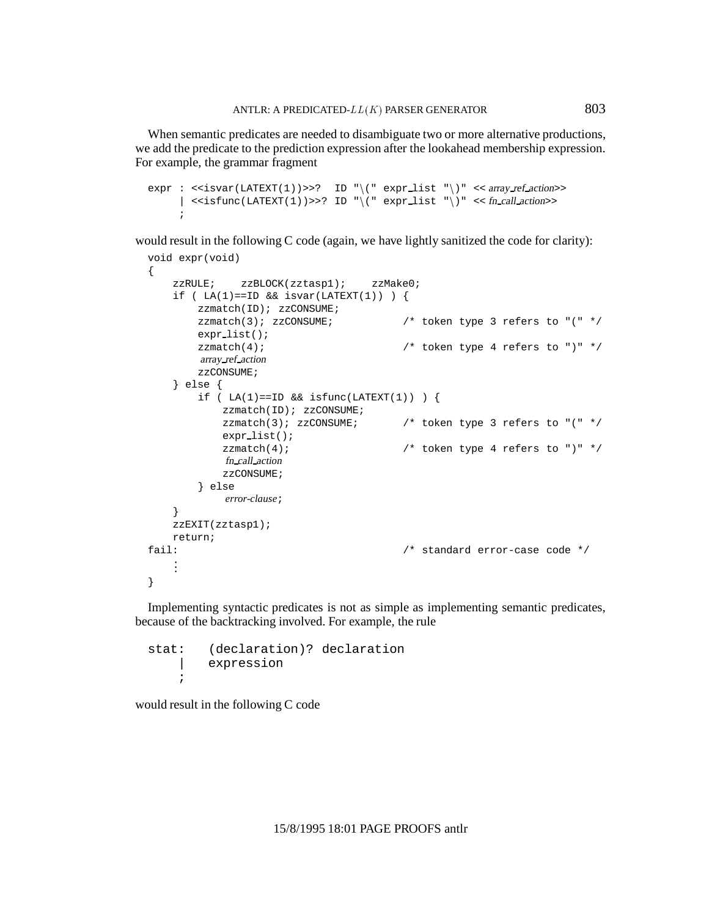When semantic predicates are needed to disambiguate two or more alternative productions, we add the predicate to the prediction expression after the lookahead membership expression. For example, the grammar fragment

```
expr : <<isvar(LATEXT(1))>>?  ID "\(" expr_list "\)" << array_ref_action>>
     | <<isfunc(LATEXT(1))>>? ID "\(" expr_list "\)" << fn_call_action>>
     ;
```

would result in the following C code (again, we have lightly sanitized the code for clarity):

```
void expr(void)
{
    zzRULE;    zzBLOCK(zztasp1);    zzMake0;
    if ( LA(1)==ID && isvar(LATEXT(1)) ) {
        zzmatch(ID); zzCONSUME;
        zzmatch(3); zzCONSUME;           /* token type 3 refers to "(" */
        expr_list();
        zzmatch(4);                      /* token type 4 refers to ")" */
         array_ref_action
        zzCONSUME;
    } else {
        if ( LA(1)==ID && isfunc(LATEXT(1)) ) {
            zzmatch(ID); zzCONSUME;
            zzmatch(3); zzCONSUME;       /* token type 3 refers to "(" */
            expr_list();
            zzmatch(4);                  /* token type 4 refers to ")" */
             fn_call_action
            zzCONSUME;
        } else
             error-clause;
    }
    zzEXIT(zztasp1);
    return;
fail:                                    /* standard error-case code */
    ⋮
}
```

Implementing syntactic predicates is not as simple as implementing semantic predicates, because of the backtracking involved. For example, the rule

```
stat:   (declaration)? declaration
    |   expression
    ;
```

would result in the following C code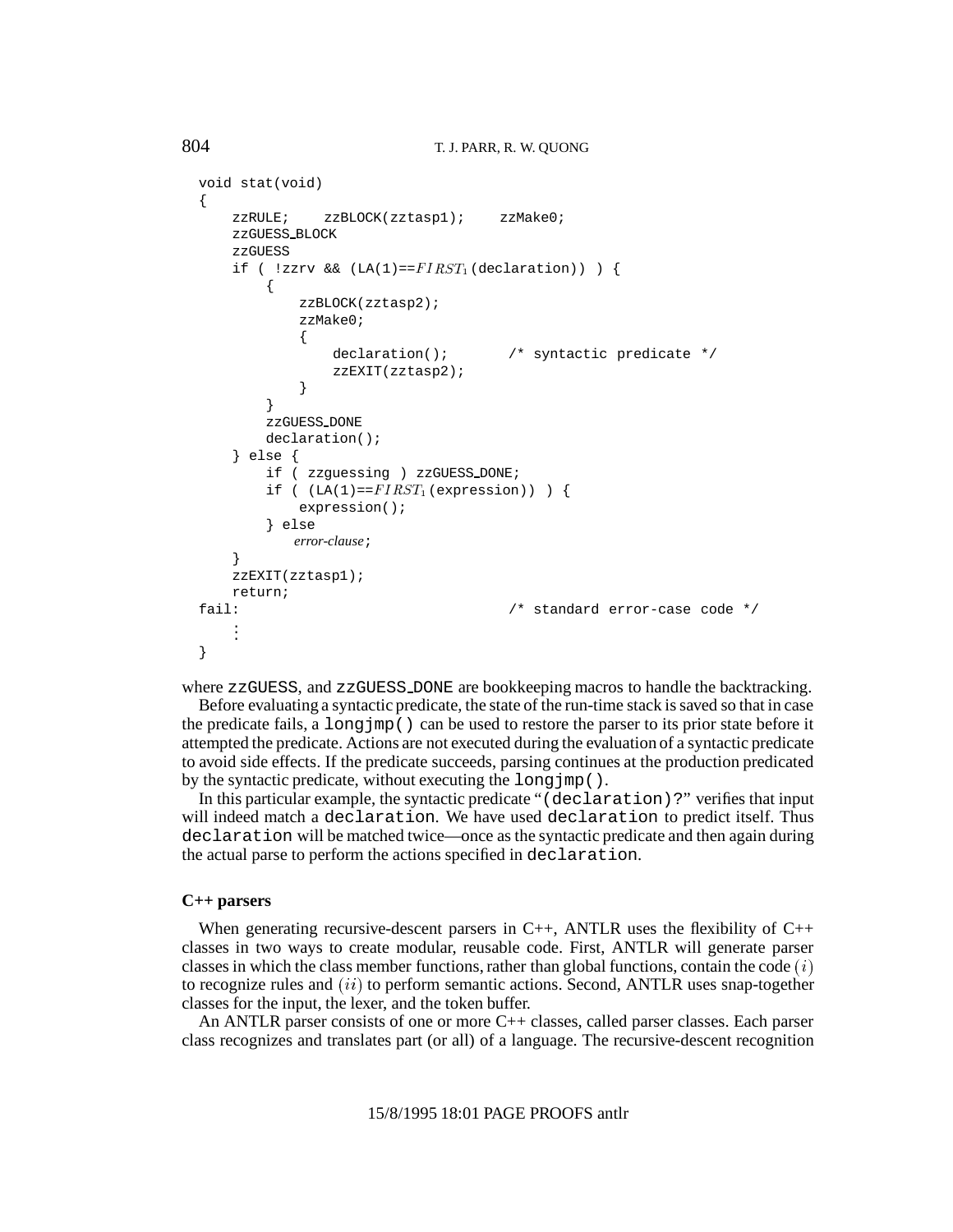```
void stat(void)
{
    zzRULE;    zzBLOCK(zztasp1);    zzMake0;
    zzGUESS_BLOCK
    zzGUESS
    if ( !zzrv && (LA(1)==FIRST_1(declaration)) ) {
        {
            zzBLOCK(zztasp2);
            zzMake0;
            {
                declaration();       /* syntactic predicate */
                zzEXIT(zztasp2);
            }
        }
        zzGUESS_DONE
        declaration();
    } else {
        if ( zzguessing ) zzGUESS_DONE;
        if ( (LA(1)==FIRST_1(expression)) ) {
            expression();
        } else
            error-clause;
    }
    zzEXIT(zztasp1);
    return;
fail:                                /* standard error-case code */
    ⋮
}
```

where zzGUESS, and zzGUESS_DONE are bookkeeping macros to handle the backtracking.

Before evaluating a syntactic predicate, the state of the run-time stack is saved so that in case the predicate fails, a `longjmp()` can be used to restore the parser to its prior state before it attempted the predicate. Actions are not executed during the evaluation of a syntactic predicate to avoid side effects. If the predicate succeeds, parsing continues at the production predicated by the syntactic predicate, without executing the `longjmp()`.

In this particular example, the syntactic predicate "`(declaration)?`" verifies that input will indeed match a `declaration`. We have used `declaration` to predict itself. Thus `declaration` will be matched twice—once as the syntactic predicate and then again during the actual parse to perform the actions specified in `declaration`.

**C++ parsers**

When generating recursive-descent parsers in C++, ANTLR uses the flexibility of C++ classes in two ways to create modular, reusable code. First, ANTLR will generate parser classes in which the class member functions, rather than global functions, contain the code $(i)$ to recognize rules and $(ii)$ to perform semantic actions. Second, ANTLR uses snap-together classes for the input, the lexer, and the token buffer.

An ANTLR parser consists of one or more C++ classes, called parser classes. Each parser class recognizes and translates part (or all) of a language. The recursive-descent recognition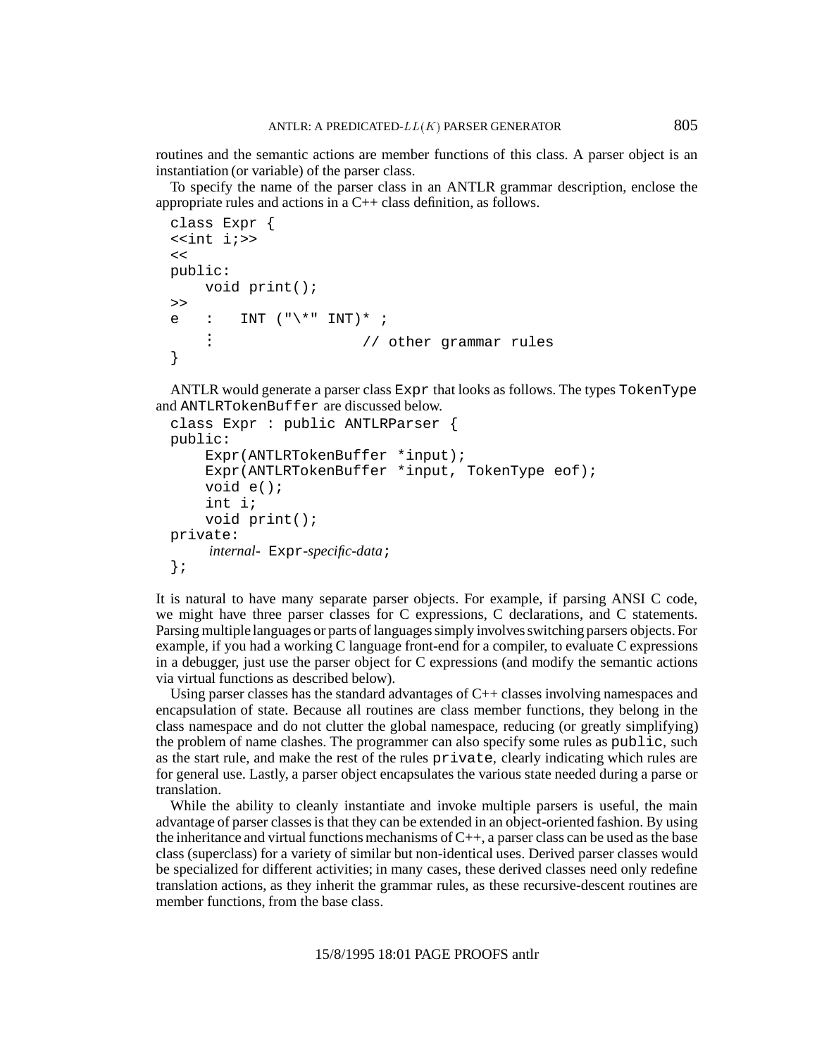routines and the semantic actions are member functions of this class. A parser object is an instantiation (or variable) of the parser class.

To specify the name of the parser class in an ANTLR grammar description, enclose the appropriate rules and actions in a C++ class definition, as follows.

```
class Expr {
<<int i;>>
<<
public:
    void print();
>>
e   :   INT ("\*" INT)* ;
    ⋮                  // other grammar rules
}
```

ANTLR would generate a parser class `Expr` that looks as follows. The types `TokenType` and `ANTLRTokenBuffer` are discussed below.

```
class Expr : public ANTLRParser {
public:
    Expr(ANTLRTokenBuffer *input);
    Expr(ANTLRTokenBuffer *input, TokenType eof);
    void e();
    int i;
    void print();
private:
    internal- Expr-specific-data;
};
```

It is natural to have many separate parser objects. For example, if parsing ANSI C code, we might have three parser classes for C expressions, C declarations, and C statements. Parsing multiple languages or parts of languages simply involves switching parsers objects. For example, if you had a working C language front-end for a compiler, to evaluate C expressions in a debugger, just use the parser object for C expressions (and modify the semantic actions via virtual functions as described below).

Using parser classes has the standard advantages of C++ classes involving namespaces and encapsulation of state. Because all routines are class member functions, they belong in the class namespace and do not clutter the global namespace, reducing (or greatly simplifying) the problem of name clashes. The programmer can also specify some rules as `public`, such as the start rule, and make the rest of the rules `private`, clearly indicating which rules are for general use. Lastly, a parser object encapsulates the various state needed during a parse or translation.

While the ability to cleanly instantiate and invoke multiple parsers is useful, the main advantage of parser classes is that they can be extended in an object-oriented fashion. By using the inheritance and virtual functions mechanisms of C++, a parser class can be used as the base class (superclass) for a variety of similar but non-identical uses. Derived parser classes would be specialized for different activities; in many cases, these derived classes need only redefine translation actions, as they inherit the grammar rules, as these recursive-descent routines are member functions, from the base class.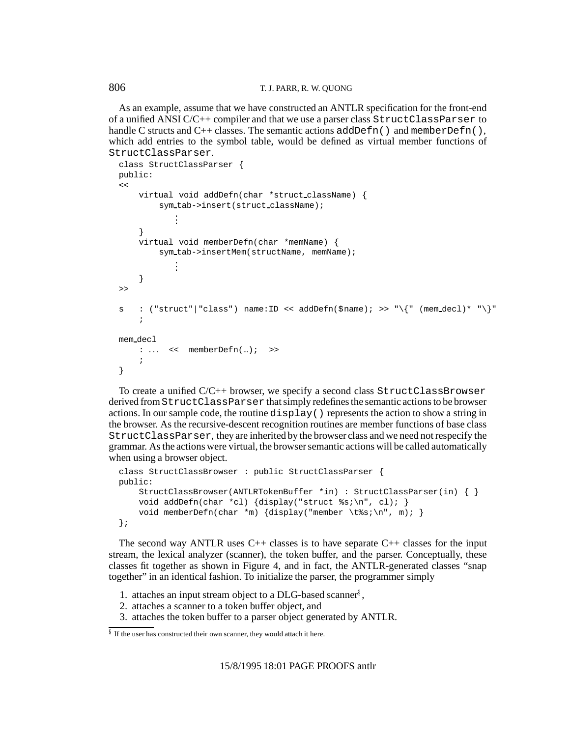As an example, assume that we have constructed an ANTLR specification for the front-end of a unified ANSI C/C++ compiler and that we use a parser class `StructClassParser` to handle C structs and C++ classes. The semantic actions `addDefn()` and `memberDefn()`, which add entries to the symbol table, would be defined as virtual member functions of `StructClassParser`.

```
class StructClassParser {
public:
<<
    virtual void addDefn(char *struct_className) {
        sym_tab->insert(struct_className);
            ⋮
    }
    virtual void memberDefn(char *memName) {
        sym_tab->insertMem(structName, memName);
            ⋮
    }
>>

s   : ("struct"|"class") name:ID << addDefn($name); >> "\{" (mem_decl)* "\}"
    ;

mem_decl
    : ...  <<  memberDefn(…);  >>
    ;
}
```

To create a unified C/C++ browser, we specify a second class `StructClassBrowser` derived from `StructClassParser` that simply redefines the semantic actions to be browser actions. In our sample code, the routine `display()` represents the action to show a string in the browser. As the recursive-descent recognition routines are member functions of base class `StructClassParser`, they are inherited by the browser class and we need not respecify the grammar. As the actions were virtual, the browser semantic actions will be called automatically when using a browser object.

```
class StructClassBrowser : public StructClassParser {
public:
    StructClassBrowser(ANTLRTokenBuffer *in) : StructClassParser(in) { }
    void addDefn(char *cl) {display("struct %s;\n", cl); }
    void memberDefn(char *m) {display("member \t%s;\n", m); }
};
```

The second way ANTLR uses C++ classes is to have separate C++ classes for the input stream, the lexical analyzer (scanner), the token buffer, and the parser. Conceptually, these classes fit together as shown in Figure 4, and in fact, the ANTLR-generated classes "snap together" in an identical fashion. To initialize the parser, the programmer simply

1. attaches an input stream object to a DLG-based scanner[§],
2. attaches a scanner to a token buffer object, and
3. attaches the token buffer to a parser object generated by ANTLR.

[§] If the user has constructed their own scanner, they would attach it here.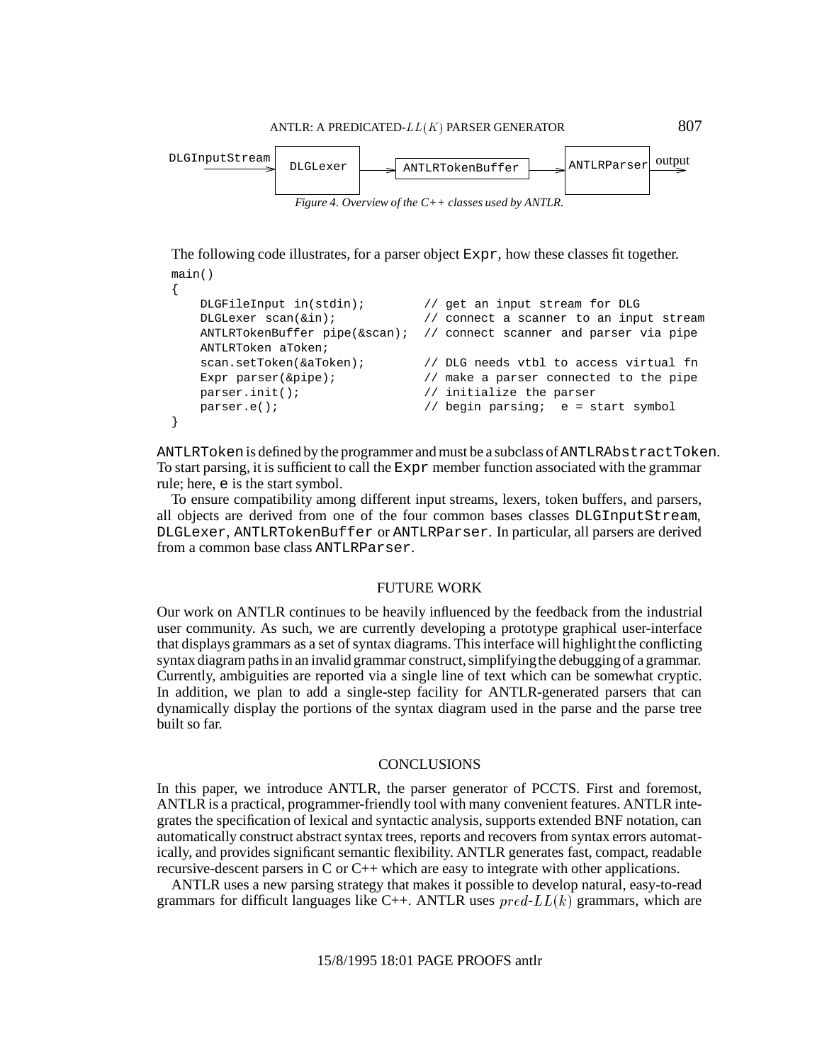DLGInputStream → DLGLexer → ANTLRTokenBuffer → ANTLRParser → output

*Figure 4. Overview of the C++ classes used by ANTLR.*

The following code illustrates, for a parser object `Expr`, how these classes fit together.

```
main()
{
    DLGFileInput in(stdin);        // get an input stream for DLG
    DLGLexer scan(&in);            // connect a scanner to an input stream
    ANTLRTokenBuffer pipe(&scan);  // connect scanner and parser via pipe
    ANTLRToken aToken;
    scan.setToken(&aToken);        // DLG needs vtbl to access virtual fn
    Expr parser(&pipe);            // make a parser connected to the pipe
    parser.init();                 // initialize the parser
    parser.e();                    // begin parsing;  e = start symbol
}
```

`ANTLRToken` is defined by the programmer and must be a subclass of `ANTLRAbstractToken`. To start parsing, it is sufficient to call the `Expr` member function associated with the grammar rule; here, `e` is the start symbol.

To ensure compatibility among different input streams, lexers, token buffers, and parsers, all objects are derived from one of the four common bases classes `DLGInputStream`, `DLGLexer`, `ANTLRTokenBuffer` or `ANTLRParser`. In particular, all parsers are derived from a common base class `ANTLRParser`.

## FUTURE WORK

Our work on ANTLR continues to be heavily influenced by the feedback from the industrial user community. As such, we are currently developing a prototype graphical user-interface that displays grammars as a set of syntax diagrams. This interface will highlight the conflicting syntax diagram paths in an invalid grammar construct, simplifying the debugging of a grammar. Currently, ambiguities are reported via a single line of text which can be somewhat cryptic. In addition, we plan to add a single-step facility for ANTLR-generated parsers that can dynamically display the portions of the syntax diagram used in the parse and the parse tree built so far.

## CONCLUSIONS

In this paper, we introduce ANTLR, the parser generator of PCCTS. First and foremost, ANTLR is a practical, programmer-friendly tool with many convenient features. ANTLR integrates the specification of lexical and syntactic analysis, supports extended BNF notation, can automatically construct abstract syntax trees, reports and recovers from syntax errors automatically, and provides significant semantic flexibility. ANTLR generates fast, compact, readable recursive-descent parsers in C or C++ which are easy to integrate with other applications.

ANTLR uses a new parsing strategy that makes it possible to develop natural, easy-to-read grammars for difficult languages like C++. ANTLR uses $pred\text{-}LL(k)$ grammars, which are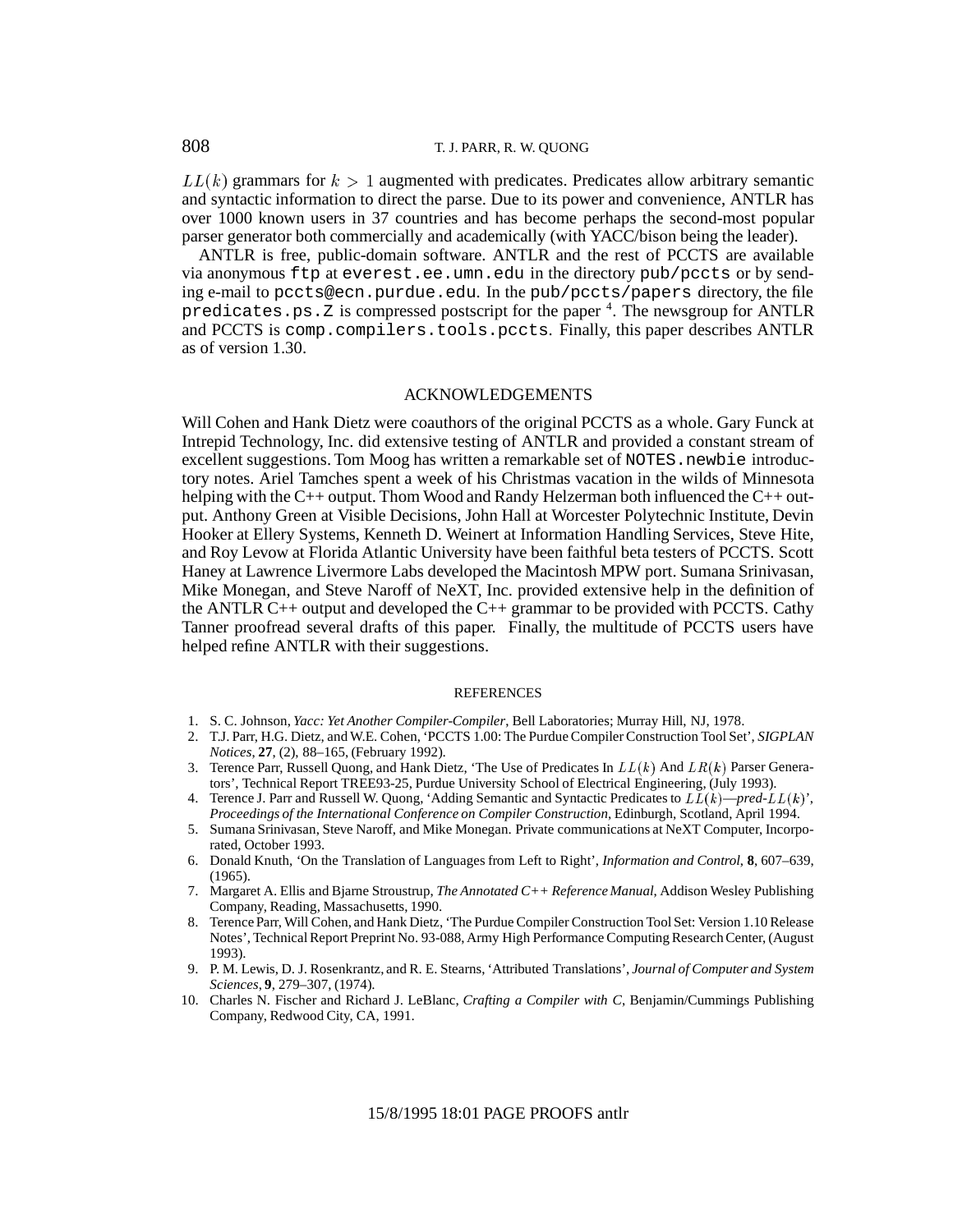$LL(k)$ grammars for $k > 1$ augmented with predicates. Predicates allow arbitrary semantic and syntactic information to direct the parse. Due to its power and convenience, ANTLR has over 1000 known users in 37 countries and has become perhaps the second-most popular parser generator both commercially and academically (with YACC/bison being the leader).

ANTLR is free, public-domain software. ANTLR and the rest of PCCTS are available via anonymous `ftp` at `everest.ee.umn.edu` in the directory `pub/pccts` or by sending e-mail to `pccts@ecn.purdue.edu`. In the `pub/pccts/papers` directory, the file `predicates.ps.Z` is compressed postscript for the paper [4]. The newsgroup for ANTLR and PCCTS is `comp.compilers.tools.pccts`. Finally, this paper describes ANTLR as of version 1.30.

## ACKNOWLEDGEMENTS

Will Cohen and Hank Dietz were coauthors of the original PCCTS as a whole. Gary Funck at Intrepid Technology, Inc. did extensive testing of ANTLR and provided a constant stream of excellent suggestions. Tom Moog has written a remarkable set of `NOTES.newbie` introductory notes. Ariel Tamches spent a week of his Christmas vacation in the wilds of Minnesota helping with the C++ output. Thom Wood and Randy Helzerman both influenced the C++ output. Anthony Green at Visible Decisions, John Hall at Worcester Polytechnic Institute, Devin Hooker at Ellery Systems, Kenneth D. Weinert at Information Handling Services, Steve Hite, and Roy Levow at Florida Atlantic University have been faithful beta testers of PCCTS. Scott Haney at Lawrence Livermore Labs developed the Macintosh MPW port. Sumana Srinivasan, Mike Monegan, and Steve Naroff of NeXT, Inc. provided extensive help in the definition of the ANTLR C++ output and developed the C++ grammar to be provided with PCCTS. Cathy Tanner proofread several drafts of this paper. Finally, the multitude of PCCTS users have helped refine ANTLR with their suggestions.

## REFERENCES

1. S. C. Johnson, *Yacc: Yet Another Compiler-Compiler*, Bell Laboratories; Murray Hill, NJ, 1978.
2. T.J. Parr, H.G. Dietz, and W.E. Cohen, 'PCCTS 1.00: The Purdue Compiler Construction Tool Set', *SIGPLAN Notices*, **27**, (2), 88–165, (February 1992).
3. Terence Parr, Russell Quong, and Hank Dietz, 'The Use of Predicates In $LL(k)$ And $LR(k)$ Parser Generators', Technical Report TREE93-25, Purdue University School of Electrical Engineering, (July 1993).
4. Terence J. Parr and Russell W. Quong, 'Adding Semantic and Syntactic Predicates to $LL(k)$—*pred*-$LL(k)$', *Proceedings of the International Conference on Compiler Construction*, Edinburgh, Scotland, April 1994.
5. Sumana Srinivasan, Steve Naroff, and Mike Monegan. Private communications at NeXT Computer, Incorporated, October 1993.
6. Donald Knuth, 'On the Translation of Languages from Left to Right', *Information and Control*, **8**, 607–639, (1965).
7. Margaret A. Ellis and Bjarne Stroustrup, *The Annotated C++ Reference Manual*, Addison Wesley Publishing Company, Reading, Massachusetts, 1990.
8. Terence Parr, Will Cohen, and Hank Dietz, 'The Purdue Compiler Construction Tool Set: Version 1.10 Release Notes', Technical Report Preprint No. 93-088, Army High Performance Computing Research Center, (August 1993).
9. P. M. Lewis, D. J. Rosenkrantz, and R. E. Stearns, 'Attributed Translations', *Journal of Computer and System Sciences*, **9**, 279–307, (1974).
10. Charles N. Fischer and Richard J. LeBlanc, *Crafting a Compiler with C*, Benjamin/Cummings Publishing Company, Redwood City, CA, 1991.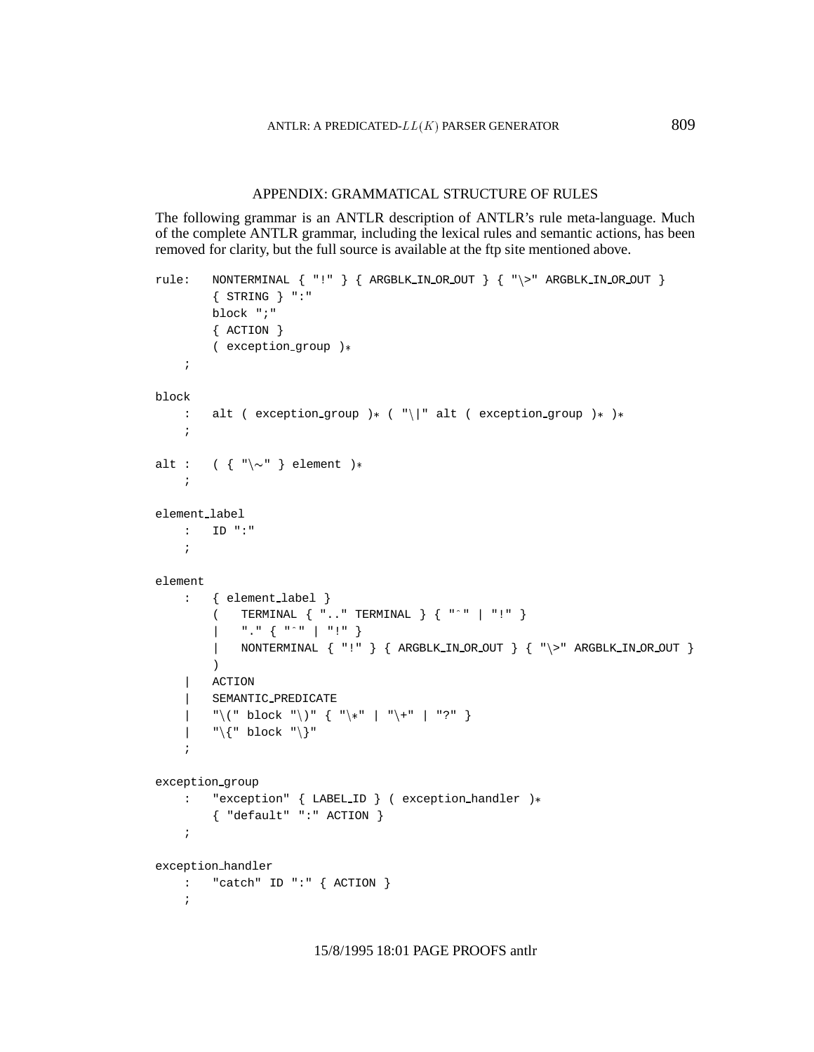## APPENDIX: GRAMMATICAL STRUCTURE OF RULES

The following grammar is an ANTLR description of ANTLR's rule meta-language. Much of the complete ANTLR grammar, including the lexical rules and semantic actions, has been removed for clarity, but the full source is available at the ftp site mentioned above.

```
rule:   NONTERMINAL { "!" } { ARGBLK_IN_OR_OUT } { "\>" ARGBLK_IN_OR_OUT }
        { STRING } ":"
        block ";"
        { ACTION }
        ( exception_group )*
    ;

block
    :   alt ( exception_group )* ( "\|" alt ( exception_group )* )*
    ;

alt :   ( { "\~" } element )*
    ;

element_label
    :   ID ":"
    ;

element
    :   { element_label }
        (   TERMINAL { ".." TERMINAL } { "^" | "!" }
        |   "." { "^" | "!" }
        |   NONTERMINAL { "!" } { ARGBLK_IN_OR_OUT } { "\>" ARGBLK_IN_OR_OUT }
        )
    |   ACTION
    |   SEMANTIC_PREDICATE
    |   "\(" block "\)" { "\*" | "\+" | "?" }
    |   "\{" block "\}"
    ;

exception_group
    :   "exception" { LABEL_ID } ( exception_handler )*
        { "default" ":" ACTION }
    ;

exception_handler
    :   "catch" ID ":" { ACTION }
    ;
```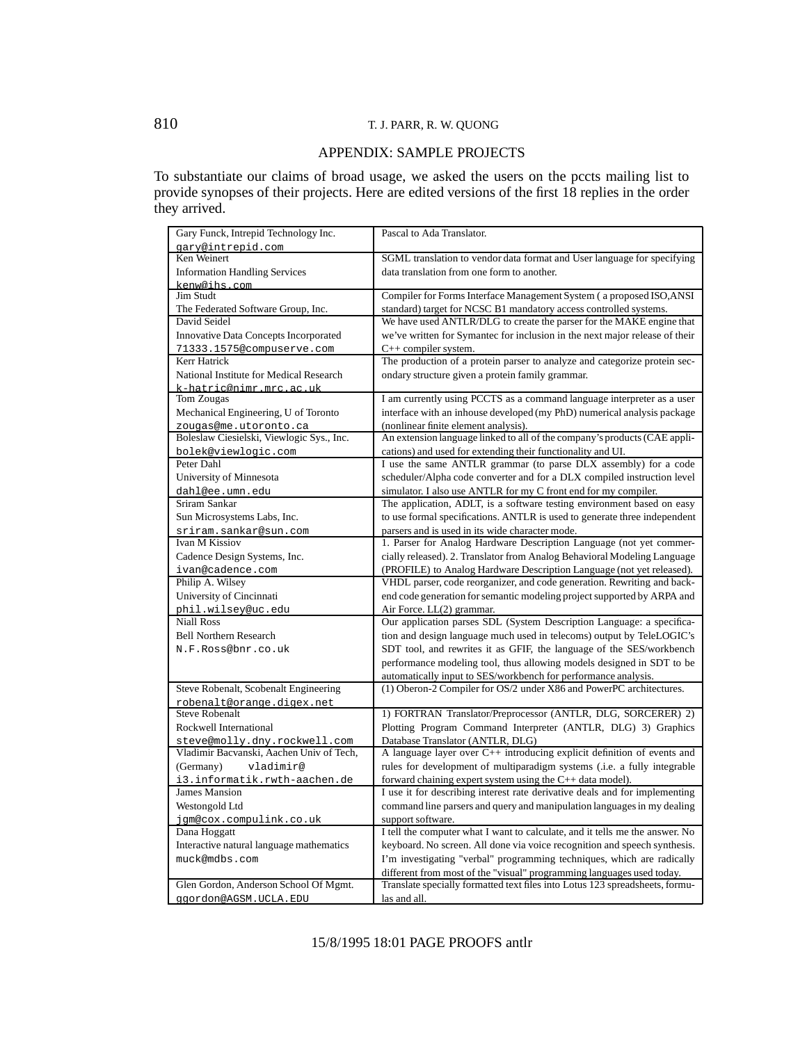## APPENDIX: SAMPLE PROJECTS

To substantiate our claims of broad usage, we asked the users on the pccts mailing list to provide synopses of their projects. Here are edited versions of the first 18 replies in the order they arrived.

| | |
|---|---|
| Gary Funck, Intrepid Technology Inc. `gary@intrepid.com` | Pascal to Ada Translator. |
| Ken Weinert Information Handling Services `kenw@ihs.com` | SGML translation to vendor data format and User language for specifying data translation from one form to another. |
| Jim Studt The Federated Software Group, Inc. | Compiler for Forms Interface Management System ( a proposed ISO,ANSI standard) target for NCSC B1 mandatory access controlled systems. |
| David Seidel Innovative Data Concepts Incorporated `71333.1575@compuserve.com` | We have used ANTLR/DLG to create the parser for the MAKE engine that we've written for Symantec for inclusion in the next major release of their C++ compiler system. |
| Kerr Hatrick National Institute for Medical Research `k-hatric@nimr.mrc.ac.uk` | The production of a protein parser to analyze and categorize protein secondary structure given a protein family grammar. |
| Tom Zougas Mechanical Engineering, U of Toronto `zougas@me.utoronto.ca` | I am currently using PCCTS as a command language interpreter as a user interface with an inhouse developed (my PhD) numerical analysis package (nonlinear finite element analysis). |
| Boleslaw Ciesielski, Viewlogic Sys., Inc. `bolek@viewlogic.com` | An extension language linked to all of the company's products (CAE applications) and used for extending their functionality and UI. |
| Peter Dahl University of Minnesota `dahl@ee.umn.edu` | I use the same ANTLR grammar (to parse DLX assembly) for a code scheduler/Alpha code converter and for a DLX compiled instruction level simulator. I also use ANTLR for my C front end for my compiler. |
| Sriram Sankar Sun Microsystems Labs, Inc. `sriram.sankar@sun.com` | The application, ADLT, is a software testing environment based on easy to use formal specifications. ANTLR is used to generate three independent parsers and is used in its wide character mode. |
| Ivan M Kissiov Cadence Design Systems, Inc. `ivan@cadence.com` | 1. Parser for Analog Hardware Description Language (not yet commercially released). 2. Translator from Analog Behavioral Modeling Language (PROFILE) to Analog Hardware Description Language (not yet released). |
| Philip A. Wilsey University of Cincinnati `phil.wilsey@uc.edu` | VHDL parser, code reorganizer, and code generation. Rewriting and backend code generation for semantic modeling project supported by ARPA and Air Force. LL(2) grammar. |
| Niall Ross Bell Northern Research `N.F.Ross@bnr.co.uk` | Our application parses SDL (System Description Language: a specification and design language much used in telecoms) output by TeleLOGIC's SDT tool, and rewrites it as GFIF, the language of the SES/workbench performance modeling tool, thus allowing models designed in SDT to be automatically input to SES/workbench for performance analysis. |
| Steve Robenalt, Scobenalt Engineering `robenalt@orange.digex.net` | (1) Oberon-2 Compiler for OS/2 under X86 and PowerPC architectures. |
| Steve Robenalt Rockwell International `steve@molly.dny.rockwell.com` | 1) FORTRAN Translator/Preprocessor (ANTLR, DLG, SORCERER) 2) Plotting Program Command Interpreter (ANTLR, DLG) 3) Graphics Database Translator (ANTLR, DLG) |
| Vladimir Bacvanski, Aachen Univ of Tech, (Germany) `vladimir@i3.informatik.rwth-aachen.de` | A language layer over C++ introducing explicit definition of events and rules for development of multiparadigm systems (.i.e. a fully integrable forward chaining expert system using the C++ data model). |
| James Mansion Westongold Ltd `jgm@cox.compulink.co.uk` | I use it for describing interest rate derivative deals and for implementing command line parsers and query and manipulation languages in my dealing support software. |
| Dana Hoggatt Interactive natural language mathematics `muck@mdbs.com` | I tell the computer what I want to calculate, and it tells me the answer. No keyboard. No screen. All done via voice recognition and speech synthesis. I'm investigating "verbal" programming techniques, which are radically different from most of the "visual" programming languages used today. |
| Glen Gordon, Anderson School Of Mgmt. `ggordon@AGSM.UCLA.EDU` | Translate specially formatted text files into Lotus 123 spreadsheets, formulas and all. |